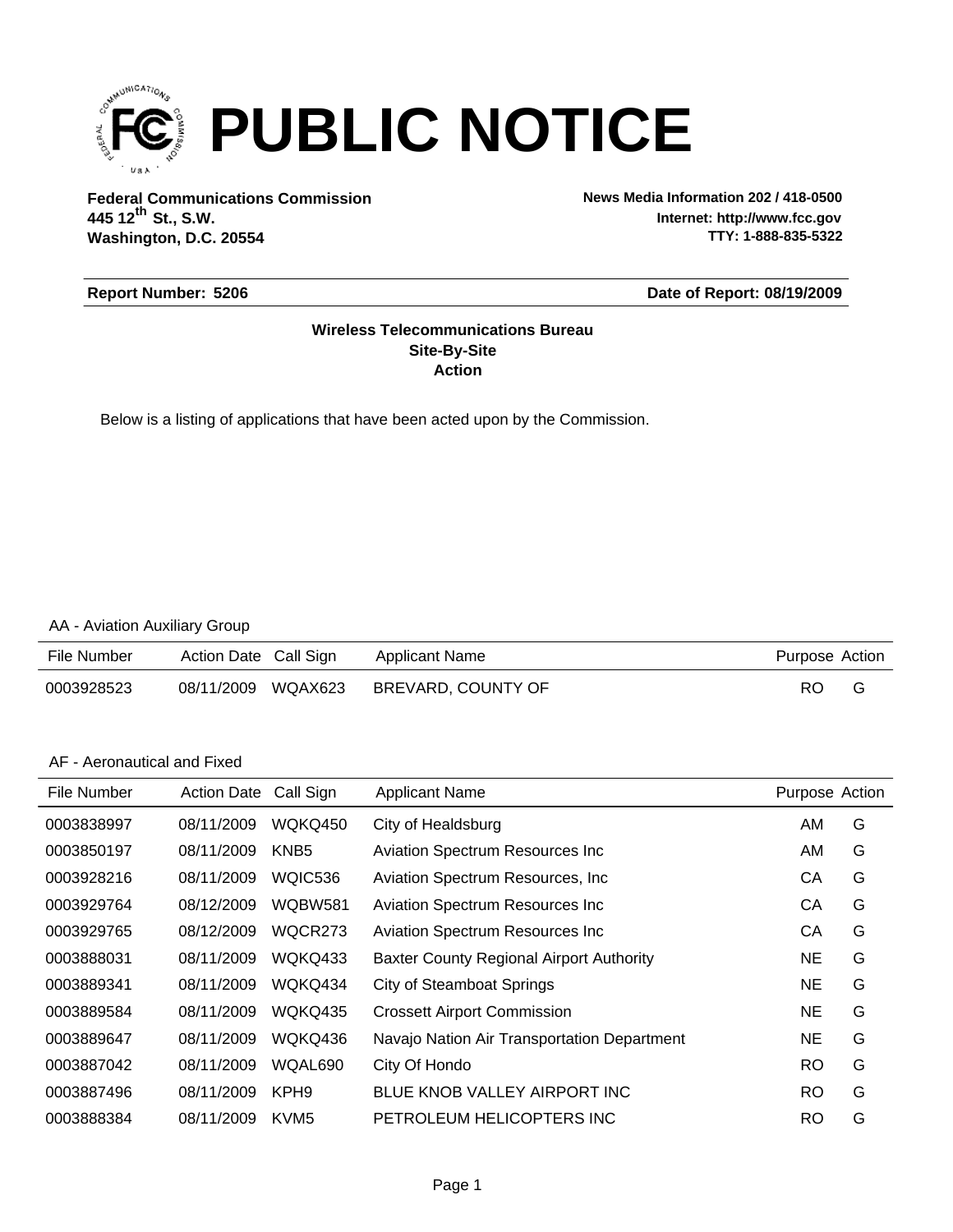# PUBLIC NOTICE

**Federal Communications Commission**
**445 12th St., S.W.**
**Washington, D.C. 20554**

**News Media Information 202 / 418-0500**
**Internet: http://www.fcc.gov**
**TTY: 1-888-835-5322**

**Report Number: 5206** **Date of Report: 08/19/2009**

**Wireless Telecommunications Bureau**
**Site-By-Site**
**Action**

Below is a listing of applications that have been acted upon by the Commission.

AA - Aviation Auxiliary Group

| File Number | Action Date | Call Sign | Applicant Name | Purpose | Action |
|---|---|---|---|---|---|
| 0003928523 | 08/11/2009 | WQAX623 | BREVARD, COUNTY OF | RO | G |

AF - Aeronautical and Fixed

| File Number | Action Date | Call Sign | Applicant Name | Purpose | Action |
|---|---|---|---|---|---|
| 0003838997 | 08/11/2009 | WQKQ450 | City of Healdsburg | AM | G |
| 0003850197 | 08/11/2009 | KNB5 | Aviation Spectrum Resources Inc | AM | G |
| 0003928216 | 08/11/2009 | WQIC536 | Aviation Spectrum Resources, Inc | CA | G |
| 0003929764 | 08/12/2009 | WQBW581 | Aviation Spectrum Resources Inc | CA | G |
| 0003929765 | 08/12/2009 | WQCR273 | Aviation Spectrum Resources Inc | CA | G |
| 0003888031 | 08/11/2009 | WQKQ433 | Baxter County Regional Airport Authority | NE | G |
| 0003889341 | 08/11/2009 | WQKQ434 | City of Steamboat Springs | NE | G |
| 0003889584 | 08/11/2009 | WQKQ435 | Crossett Airport Commission | NE | G |
| 0003889647 | 08/11/2009 | WQKQ436 | Navajo Nation Air Transportation Department | NE | G |
| 0003887042 | 08/11/2009 | WQAL690 | City Of Hondo | RO | G |
| 0003887496 | 08/11/2009 | KPH9 | BLUE KNOB VALLEY AIRPORT INC | RO | G |
| 0003888384 | 08/11/2009 | KVM5 | PETROLEUM HELICOPTERS INC | RO | G |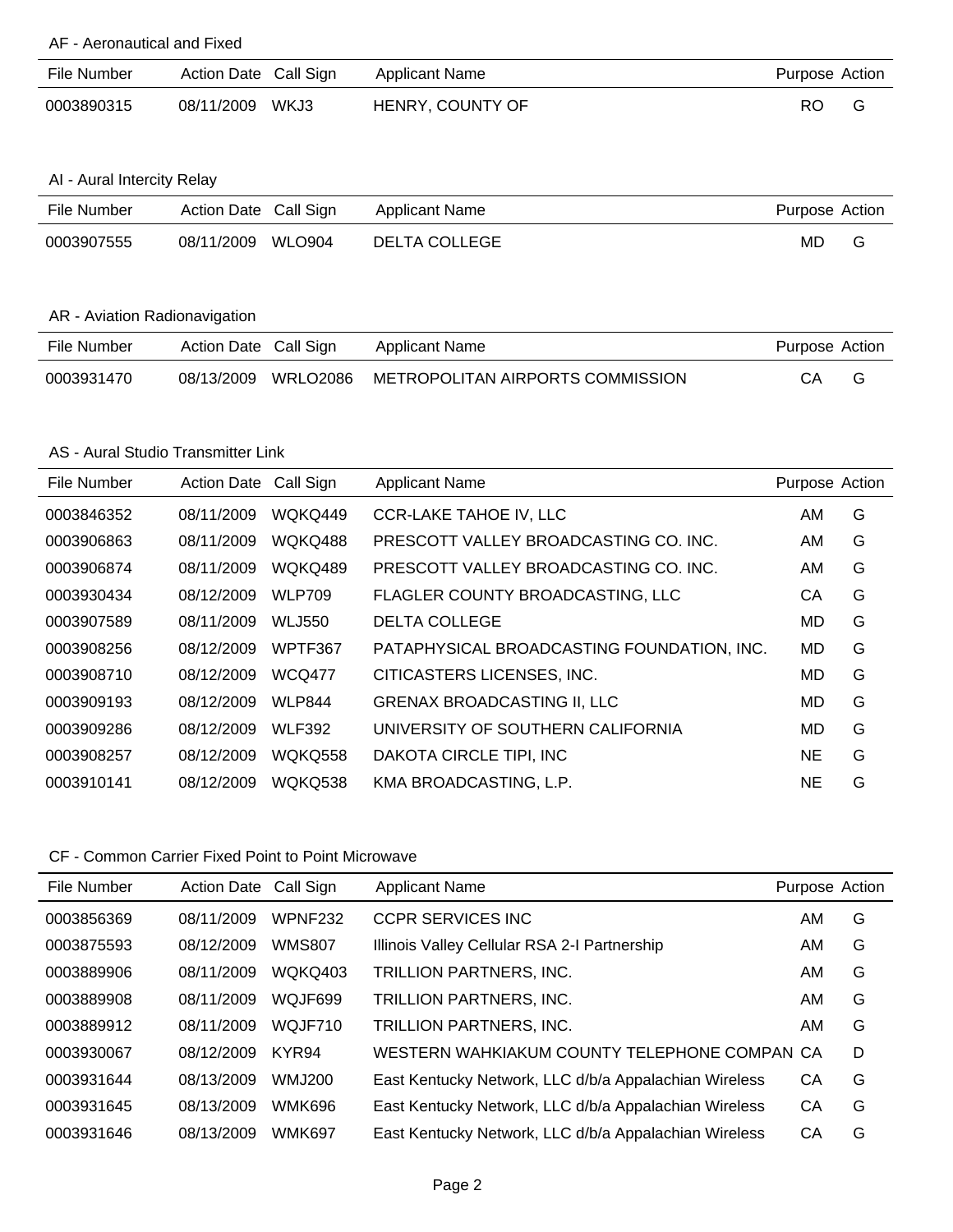AF - Aeronautical and Fixed

| File Number | Action Date | Call Sign | Applicant Name | Purpose | Action |
|---|---|---|---|---|---|
| 0003890315 | 08/11/2009 | WKJ3 | HENRY, COUNTY OF | RO | G |

AI - Aural Intercity Relay

| File Number | Action Date | Call Sign | Applicant Name | Purpose | Action |
|---|---|---|---|---|---|
| 0003907555 | 08/11/2009 | WLO904 | DELTA COLLEGE | MD | G |

AR - Aviation Radionavigation

| File Number | Action Date | Call Sign | Applicant Name | Purpose | Action |
|---|---|---|---|---|---|
| 0003931470 | 08/13/2009 | WRLO2086 | METROPOLITAN AIRPORTS COMMISSION | CA | G |

AS - Aural Studio Transmitter Link

| File Number | Action Date | Call Sign | Applicant Name | Purpose | Action |
|---|---|---|---|---|---|
| 0003846352 | 08/11/2009 | WQKQ449 | CCR-LAKE TAHOE IV, LLC | AM | G |
| 0003906863 | 08/11/2009 | WQKQ488 | PRESCOTT VALLEY BROADCASTING CO. INC. | AM | G |
| 0003906874 | 08/11/2009 | WQKQ489 | PRESCOTT VALLEY BROADCASTING CO. INC. | AM | G |
| 0003930434 | 08/12/2009 | WLP709 | FLAGLER COUNTY BROADCASTING, LLC | CA | G |
| 0003907589 | 08/11/2009 | WLJ550 | DELTA COLLEGE | MD | G |
| 0003908256 | 08/12/2009 | WPTF367 | PATAPHYSICAL BROADCASTING FOUNDATION, INC. | MD | G |
| 0003908710 | 08/12/2009 | WCQ477 | CITICASTERS LICENSES, INC. | MD | G |
| 0003909193 | 08/12/2009 | WLP844 | GRENAX BROADCASTING II, LLC | MD | G |
| 0003909286 | 08/12/2009 | WLF392 | UNIVERSITY OF SOUTHERN CALIFORNIA | MD | G |
| 0003908257 | 08/12/2009 | WQKQ558 | DAKOTA CIRCLE TIPI, INC | NE | G |
| 0003910141 | 08/12/2009 | WQKQ538 | KMA BROADCASTING, L.P. | NE | G |

CF - Common Carrier Fixed Point to Point Microwave

| File Number | Action Date | Call Sign | Applicant Name | Purpose | Action |
|---|---|---|---|---|---|
| 0003856369 | 08/11/2009 | WPNF232 | CCPR SERVICES INC | AM | G |
| 0003875593 | 08/12/2009 | WMS807 | Illinois Valley Cellular RSA 2-I Partnership | AM | G |
| 0003889906 | 08/11/2009 | WQKQ403 | TRILLION PARTNERS, INC. | AM | G |
| 0003889908 | 08/11/2009 | WQJF699 | TRILLION PARTNERS, INC. | AM | G |
| 0003889912 | 08/11/2009 | WQJF710 | TRILLION PARTNERS, INC. | AM | G |
| 0003930067 | 08/12/2009 | KYR94 | WESTERN WAHKIAKUM COUNTY TELEPHONE COMPAN | CA | D |
| 0003931644 | 08/13/2009 | WMJ200 | East Kentucky Network, LLC d/b/a Appalachian Wireless | CA | G |
| 0003931645 | 08/13/2009 | WMK696 | East Kentucky Network, LLC d/b/a Appalachian Wireless | CA | G |
| 0003931646 | 08/13/2009 | WMK697 | East Kentucky Network, LLC d/b/a Appalachian Wireless | CA | G |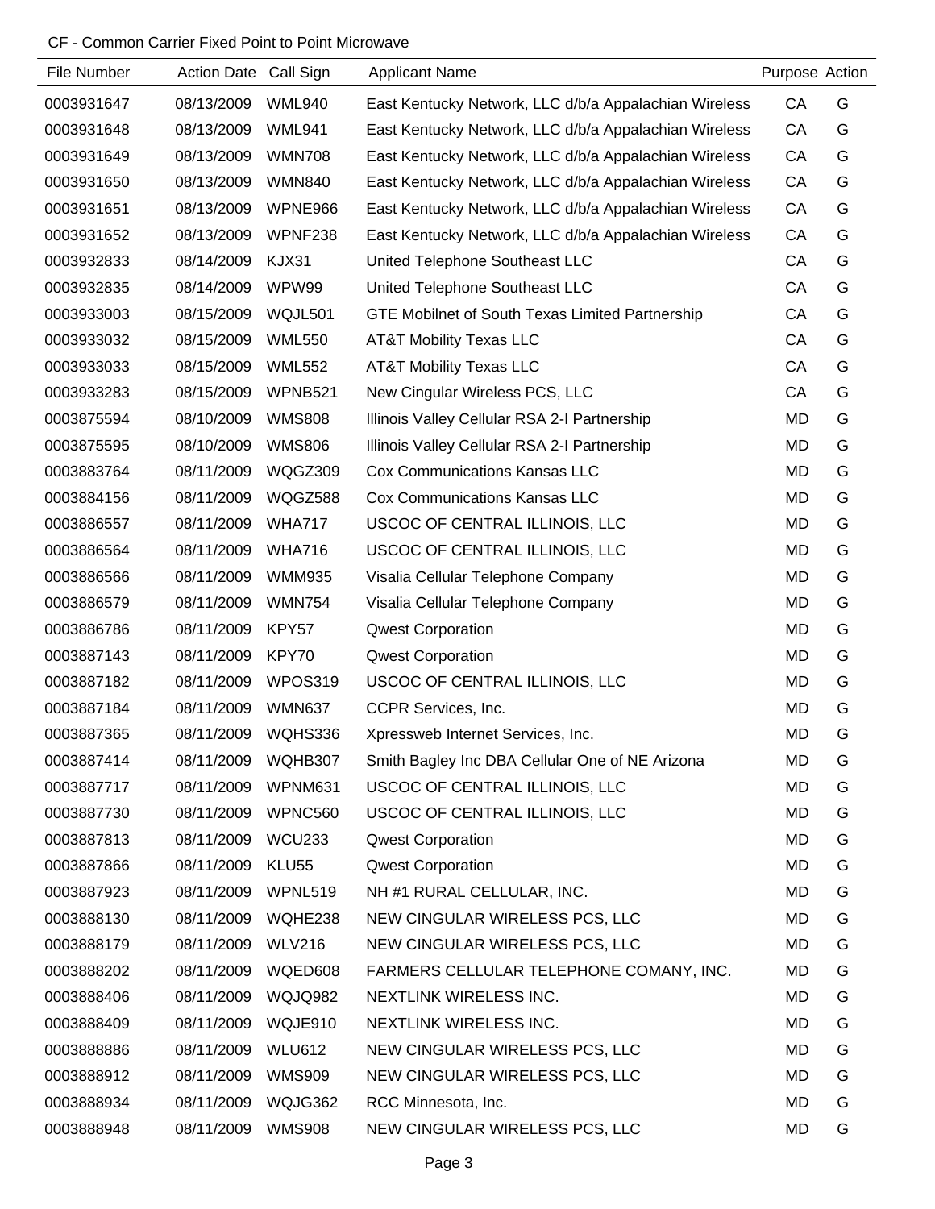CF - Common Carrier Fixed Point to Point Microwave

| File Number | Action Date | Call Sign | Applicant Name | Purpose | Action |
|---|---|---|---|---|---|
| 0003931647 | 08/13/2009 | WML940 | East Kentucky Network, LLC d/b/a Appalachian Wireless | CA | G |
| 0003931648 | 08/13/2009 | WML941 | East Kentucky Network, LLC d/b/a Appalachian Wireless | CA | G |
| 0003931649 | 08/13/2009 | WMN708 | East Kentucky Network, LLC d/b/a Appalachian Wireless | CA | G |
| 0003931650 | 08/13/2009 | WMN840 | East Kentucky Network, LLC d/b/a Appalachian Wireless | CA | G |
| 0003931651 | 08/13/2009 | WPNE966 | East Kentucky Network, LLC d/b/a Appalachian Wireless | CA | G |
| 0003931652 | 08/13/2009 | WPNF238 | East Kentucky Network, LLC d/b/a Appalachian Wireless | CA | G |
| 0003932833 | 08/14/2009 | KJX31 | United Telephone Southeast LLC | CA | G |
| 0003932835 | 08/14/2009 | WPW99 | United Telephone Southeast LLC | CA | G |
| 0003933003 | 08/15/2009 | WQJL501 | GTE Mobilnet of South Texas Limited Partnership | CA | G |
| 0003933032 | 08/15/2009 | WML550 | AT&T Mobility Texas LLC | CA | G |
| 0003933033 | 08/15/2009 | WML552 | AT&T Mobility Texas LLC | CA | G |
| 0003933283 | 08/15/2009 | WPNB521 | New Cingular Wireless PCS, LLC | CA | G |
| 0003875594 | 08/10/2009 | WMS808 | Illinois Valley Cellular RSA 2-I Partnership | MD | G |
| 0003875595 | 08/10/2009 | WMS806 | Illinois Valley Cellular RSA 2-I Partnership | MD | G |
| 0003883764 | 08/11/2009 | WQGZ309 | Cox Communications Kansas LLC | MD | G |
| 0003884156 | 08/11/2009 | WQGZ588 | Cox Communications Kansas LLC | MD | G |
| 0003886557 | 08/11/2009 | WHA717 | USCOC OF CENTRAL ILLINOIS, LLC | MD | G |
| 0003886564 | 08/11/2009 | WHA716 | USCOC OF CENTRAL ILLINOIS, LLC | MD | G |
| 0003886566 | 08/11/2009 | WMM935 | Visalia Cellular Telephone Company | MD | G |
| 0003886579 | 08/11/2009 | WMN754 | Visalia Cellular Telephone Company | MD | G |
| 0003886786 | 08/11/2009 | KPY57 | Qwest Corporation | MD | G |
| 0003887143 | 08/11/2009 | KPY70 | Qwest Corporation | MD | G |
| 0003887182 | 08/11/2009 | WPOS319 | USCOC OF CENTRAL ILLINOIS, LLC | MD | G |
| 0003887184 | 08/11/2009 | WMN637 | CCPR Services, Inc. | MD | G |
| 0003887365 | 08/11/2009 | WQHS336 | Xpressweb Internet Services, Inc. | MD | G |
| 0003887414 | 08/11/2009 | WQHB307 | Smith Bagley Inc DBA Cellular One of NE Arizona | MD | G |
| 0003887717 | 08/11/2009 | WPNM631 | USCOC OF CENTRAL ILLINOIS, LLC | MD | G |
| 0003887730 | 08/11/2009 | WPNC560 | USCOC OF CENTRAL ILLINOIS, LLC | MD | G |
| 0003887813 | 08/11/2009 | WCU233 | Qwest Corporation | MD | G |
| 0003887866 | 08/11/2009 | KLU55 | Qwest Corporation | MD | G |
| 0003887923 | 08/11/2009 | WPNL519 | NH #1 RURAL CELLULAR, INC. | MD | G |
| 0003888130 | 08/11/2009 | WQHE238 | NEW CINGULAR WIRELESS PCS, LLC | MD | G |
| 0003888179 | 08/11/2009 | WLV216 | NEW CINGULAR WIRELESS PCS, LLC | MD | G |
| 0003888202 | 08/11/2009 | WQED608 | FARMERS CELLULAR TELEPHONE COMANY, INC. | MD | G |
| 0003888406 | 08/11/2009 | WQJQ982 | NEXTLINK WIRELESS INC. | MD | G |
| 0003888409 | 08/11/2009 | WQJE910 | NEXTLINK WIRELESS INC. | MD | G |
| 0003888886 | 08/11/2009 | WLU612 | NEW CINGULAR WIRELESS PCS, LLC | MD | G |
| 0003888912 | 08/11/2009 | WMS909 | NEW CINGULAR WIRELESS PCS, LLC | MD | G |
| 0003888934 | 08/11/2009 | WQJG362 | RCC Minnesota, Inc. | MD | G |
| 0003888948 | 08/11/2009 | WMS908 | NEW CINGULAR WIRELESS PCS, LLC | MD | G |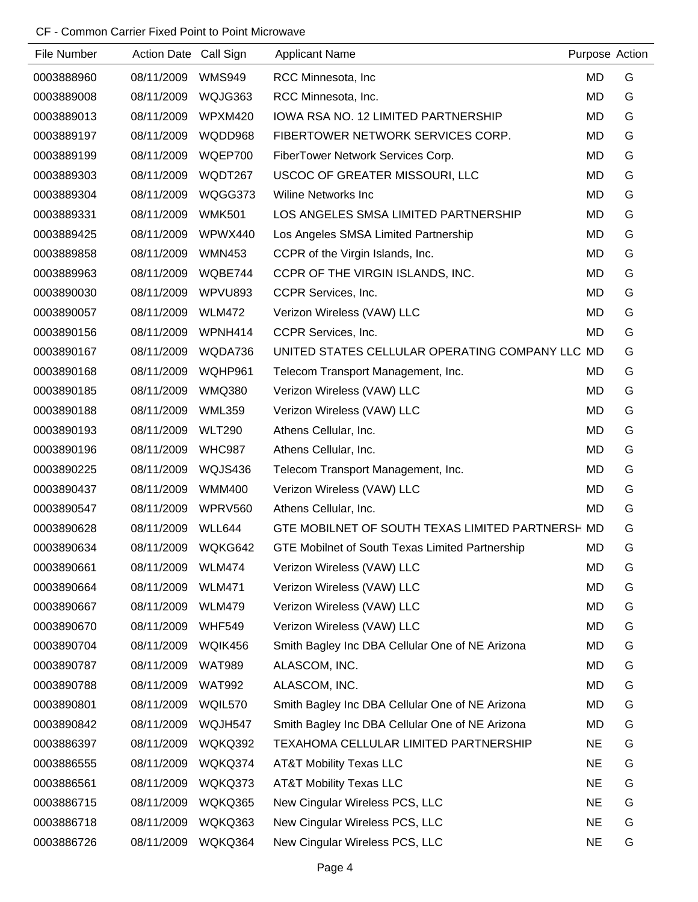CF - Common Carrier Fixed Point to Point Microwave

| File Number | Action Date | Call Sign | Applicant Name | Purpose | Action |
|---|---|---|---|---|---|
| 0003888960 | 08/11/2009 | WMS949 | RCC Minnesota, Inc | MD | G |
| 0003889008 | 08/11/2009 | WQJG363 | RCC Minnesota, Inc. | MD | G |
| 0003889013 | 08/11/2009 | WPXM420 | IOWA RSA NO. 12 LIMITED PARTNERSHIP | MD | G |
| 0003889197 | 08/11/2009 | WQDD968 | FIBERTOWER NETWORK SERVICES CORP. | MD | G |
| 0003889199 | 08/11/2009 | WQEP700 | FiberTower Network Services Corp. | MD | G |
| 0003889303 | 08/11/2009 | WQDT267 | USCOC OF GREATER MISSOURI, LLC | MD | G |
| 0003889304 | 08/11/2009 | WQGG373 | Wiline Networks Inc | MD | G |
| 0003889331 | 08/11/2009 | WMK501 | LOS ANGELES SMSA LIMITED PARTNERSHIP | MD | G |
| 0003889425 | 08/11/2009 | WPWX440 | Los Angeles SMSA Limited Partnership | MD | G |
| 0003889858 | 08/11/2009 | WMN453 | CCPR of the Virgin Islands, Inc. | MD | G |
| 0003889963 | 08/11/2009 | WQBE744 | CCPR OF THE VIRGIN ISLANDS, INC. | MD | G |
| 0003890030 | 08/11/2009 | WPVU893 | CCPR Services, Inc. | MD | G |
| 0003890057 | 08/11/2009 | WLM472 | Verizon Wireless (VAW) LLC | MD | G |
| 0003890156 | 08/11/2009 | WPNH414 | CCPR Services, Inc. | MD | G |
| 0003890167 | 08/11/2009 | WQDA736 | UNITED STATES CELLULAR OPERATING COMPANY LLC | MD | G |
| 0003890168 | 08/11/2009 | WQHP961 | Telecom Transport Management, Inc. | MD | G |
| 0003890185 | 08/11/2009 | WMQ380 | Verizon Wireless (VAW) LLC | MD | G |
| 0003890188 | 08/11/2009 | WML359 | Verizon Wireless (VAW) LLC | MD | G |
| 0003890193 | 08/11/2009 | WLT290 | Athens Cellular, Inc. | MD | G |
| 0003890196 | 08/11/2009 | WHC987 | Athens Cellular, Inc. | MD | G |
| 0003890225 | 08/11/2009 | WQJS436 | Telecom Transport Management, Inc. | MD | G |
| 0003890437 | 08/11/2009 | WMM400 | Verizon Wireless (VAW) LLC | MD | G |
| 0003890547 | 08/11/2009 | WPRV560 | Athens Cellular, Inc. | MD | G |
| 0003890628 | 08/11/2009 | WLL644 | GTE MOBILNET OF SOUTH TEXAS LIMITED PARTNERSH | MD | G |
| 0003890634 | 08/11/2009 | WQKG642 | GTE Mobilnet of South Texas Limited Partnership | MD | G |
| 0003890661 | 08/11/2009 | WLM474 | Verizon Wireless (VAW) LLC | MD | G |
| 0003890664 | 08/11/2009 | WLM471 | Verizon Wireless (VAW) LLC | MD | G |
| 0003890667 | 08/11/2009 | WLM479 | Verizon Wireless (VAW) LLC | MD | G |
| 0003890670 | 08/11/2009 | WHF549 | Verizon Wireless (VAW) LLC | MD | G |
| 0003890704 | 08/11/2009 | WQIK456 | Smith Bagley Inc DBA Cellular One of NE Arizona | MD | G |
| 0003890787 | 08/11/2009 | WAT989 | ALASCOM, INC. | MD | G |
| 0003890788 | 08/11/2009 | WAT992 | ALASCOM, INC. | MD | G |
| 0003890801 | 08/11/2009 | WQIL570 | Smith Bagley Inc DBA Cellular One of NE Arizona | MD | G |
| 0003890842 | 08/11/2009 | WQJH547 | Smith Bagley Inc DBA Cellular One of NE Arizona | MD | G |
| 0003886397 | 08/11/2009 | WQKQ392 | TEXAHOMA CELLULAR LIMITED PARTNERSHIP | NE | G |
| 0003886555 | 08/11/2009 | WQKQ374 | AT&T Mobility Texas LLC | NE | G |
| 0003886561 | 08/11/2009 | WQKQ373 | AT&T Mobility Texas LLC | NE | G |
| 0003886715 | 08/11/2009 | WQKQ365 | New Cingular Wireless PCS, LLC | NE | G |
| 0003886718 | 08/11/2009 | WQKQ363 | New Cingular Wireless PCS, LLC | NE | G |
| 0003886726 | 08/11/2009 | WQKQ364 | New Cingular Wireless PCS, LLC | NE | G |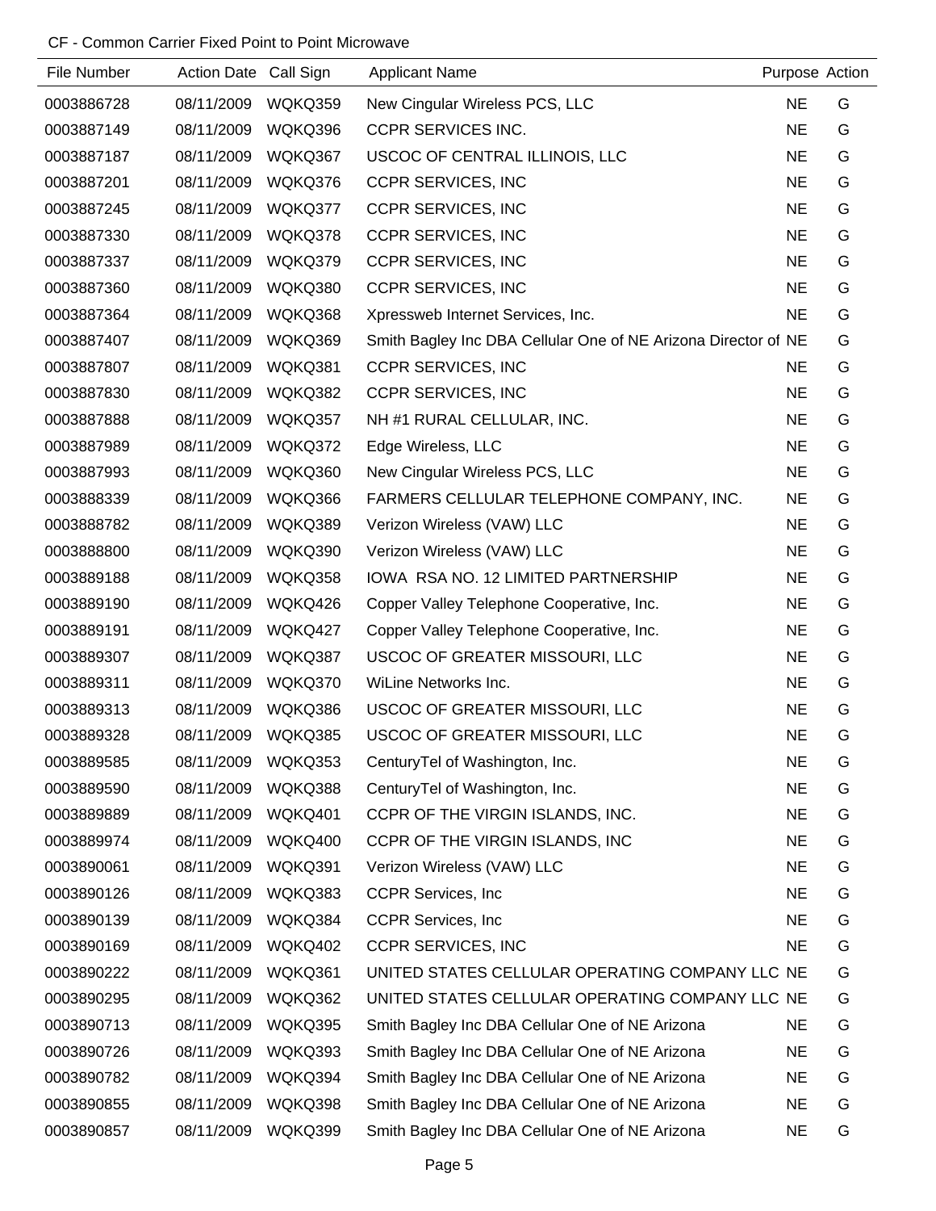CF - Common Carrier Fixed Point to Point Microwave

| File Number | Action Date | Call Sign | Applicant Name | Purpose | Action |
|---|---|---|---|---|---|
| 0003886728 | 08/11/2009 | WQKQ359 | New Cingular Wireless PCS, LLC | NE | G |
| 0003887149 | 08/11/2009 | WQKQ396 | CCPR SERVICES INC. | NE | G |
| 0003887187 | 08/11/2009 | WQKQ367 | USCOC OF CENTRAL ILLINOIS, LLC | NE | G |
| 0003887201 | 08/11/2009 | WQKQ376 | CCPR SERVICES, INC | NE | G |
| 0003887245 | 08/11/2009 | WQKQ377 | CCPR SERVICES, INC | NE | G |
| 0003887330 | 08/11/2009 | WQKQ378 | CCPR SERVICES, INC | NE | G |
| 0003887337 | 08/11/2009 | WQKQ379 | CCPR SERVICES, INC | NE | G |
| 0003887360 | 08/11/2009 | WQKQ380 | CCPR SERVICES, INC | NE | G |
| 0003887364 | 08/11/2009 | WQKQ368 | Xpressweb Internet Services, Inc. | NE | G |
| 0003887407 | 08/11/2009 | WQKQ369 | Smith Bagley Inc DBA Cellular One of NE Arizona Director of | NE | G |
| 0003887807 | 08/11/2009 | WQKQ381 | CCPR SERVICES, INC | NE | G |
| 0003887830 | 08/11/2009 | WQKQ382 | CCPR SERVICES, INC | NE | G |
| 0003887888 | 08/11/2009 | WQKQ357 | NH #1 RURAL CELLULAR, INC. | NE | G |
| 0003887989 | 08/11/2009 | WQKQ372 | Edge Wireless, LLC | NE | G |
| 0003887993 | 08/11/2009 | WQKQ360 | New Cingular Wireless PCS, LLC | NE | G |
| 0003888339 | 08/11/2009 | WQKQ366 | FARMERS CELLULAR TELEPHONE COMPANY, INC. | NE | G |
| 0003888782 | 08/11/2009 | WQKQ389 | Verizon Wireless (VAW) LLC | NE | G |
| 0003888800 | 08/11/2009 | WQKQ390 | Verizon Wireless (VAW) LLC | NE | G |
| 0003889188 | 08/11/2009 | WQKQ358 | IOWA RSA NO. 12 LIMITED PARTNERSHIP | NE | G |
| 0003889190 | 08/11/2009 | WQKQ426 | Copper Valley Telephone Cooperative, Inc. | NE | G |
| 0003889191 | 08/11/2009 | WQKQ427 | Copper Valley Telephone Cooperative, Inc. | NE | G |
| 0003889307 | 08/11/2009 | WQKQ387 | USCOC OF GREATER MISSOURI, LLC | NE | G |
| 0003889311 | 08/11/2009 | WQKQ370 | WiLine Networks Inc. | NE | G |
| 0003889313 | 08/11/2009 | WQKQ386 | USCOC OF GREATER MISSOURI, LLC | NE | G |
| 0003889328 | 08/11/2009 | WQKQ385 | USCOC OF GREATER MISSOURI, LLC | NE | G |
| 0003889585 | 08/11/2009 | WQKQ353 | CenturyTel of Washington, Inc. | NE | G |
| 0003889590 | 08/11/2009 | WQKQ388 | CenturyTel of Washington, Inc. | NE | G |
| 0003889889 | 08/11/2009 | WQKQ401 | CCPR OF THE VIRGIN ISLANDS, INC. | NE | G |
| 0003889974 | 08/11/2009 | WQKQ400 | CCPR OF THE VIRGIN ISLANDS, INC | NE | G |
| 0003890061 | 08/11/2009 | WQKQ391 | Verizon Wireless (VAW) LLC | NE | G |
| 0003890126 | 08/11/2009 | WQKQ383 | CCPR Services, Inc | NE | G |
| 0003890139 | 08/11/2009 | WQKQ384 | CCPR Services, Inc | NE | G |
| 0003890169 | 08/11/2009 | WQKQ402 | CCPR SERVICES, INC | NE | G |
| 0003890222 | 08/11/2009 | WQKQ361 | UNITED STATES CELLULAR OPERATING COMPANY LLC | NE | G |
| 0003890295 | 08/11/2009 | WQKQ362 | UNITED STATES CELLULAR OPERATING COMPANY LLC | NE | G |
| 0003890713 | 08/11/2009 | WQKQ395 | Smith Bagley Inc DBA Cellular One of NE Arizona | NE | G |
| 0003890726 | 08/11/2009 | WQKQ393 | Smith Bagley Inc DBA Cellular One of NE Arizona | NE | G |
| 0003890782 | 08/11/2009 | WQKQ394 | Smith Bagley Inc DBA Cellular One of NE Arizona | NE | G |
| 0003890855 | 08/11/2009 | WQKQ398 | Smith Bagley Inc DBA Cellular One of NE Arizona | NE | G |
| 0003890857 | 08/11/2009 | WQKQ399 | Smith Bagley Inc DBA Cellular One of NE Arizona | NE | G |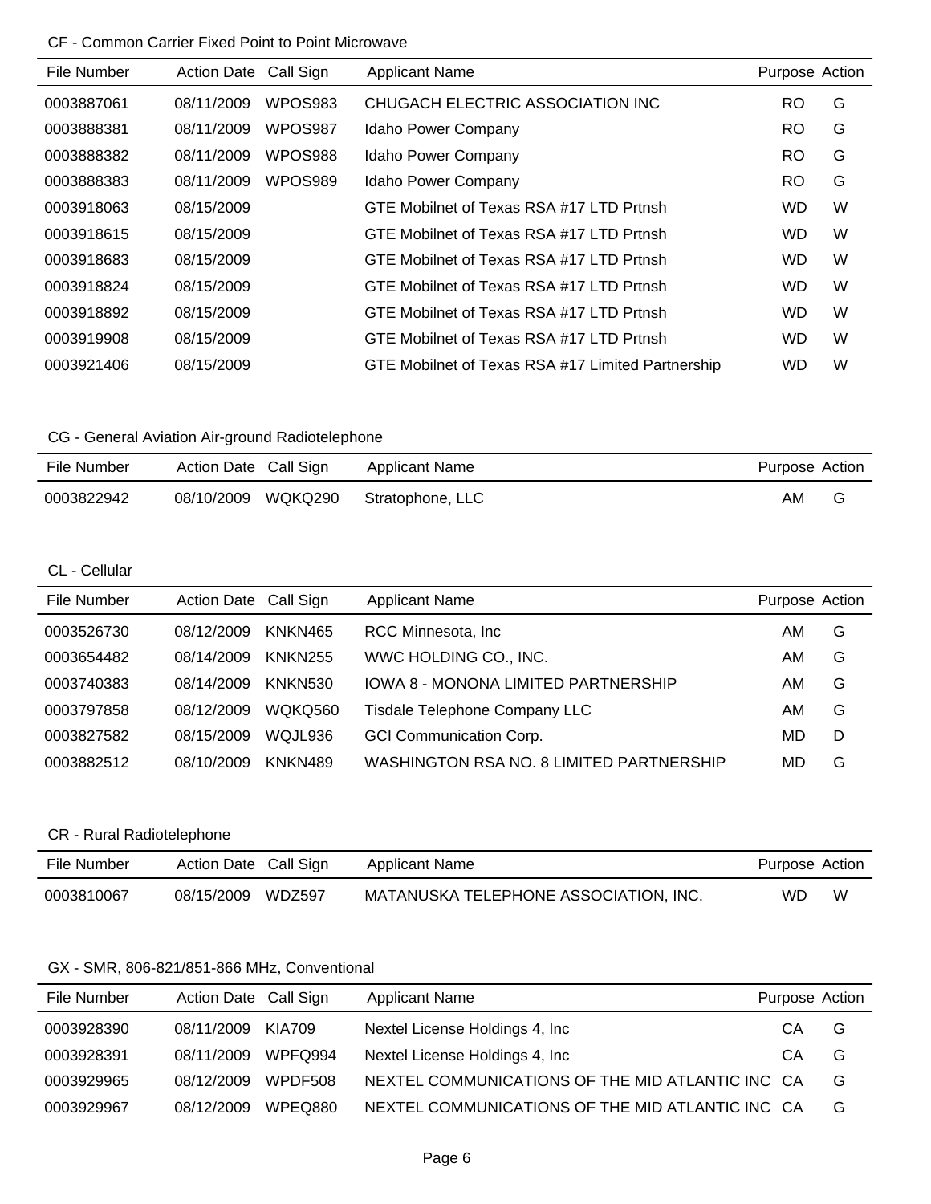CF - Common Carrier Fixed Point to Point Microwave

| File Number | Action Date | Call Sign | Applicant Name | Purpose | Action |
|---|---|---|---|---|---|
| 0003887061 | 08/11/2009 | WPOS983 | CHUGACH ELECTRIC ASSOCIATION INC | RO | G |
| 0003888381 | 08/11/2009 | WPOS987 | Idaho Power Company | RO | G |
| 0003888382 | 08/11/2009 | WPOS988 | Idaho Power Company | RO | G |
| 0003888383 | 08/11/2009 | WPOS989 | Idaho Power Company | RO | G |
| 0003918063 | 08/15/2009 | | GTE Mobilnet of Texas RSA #17 LTD Prtnsh | WD | W |
| 0003918615 | 08/15/2009 | | GTE Mobilnet of Texas RSA #17 LTD Prtnsh | WD | W |
| 0003918683 | 08/15/2009 | | GTE Mobilnet of Texas RSA #17 LTD Prtnsh | WD | W |
| 0003918824 | 08/15/2009 | | GTE Mobilnet of Texas RSA #17 LTD Prtnsh | WD | W |
| 0003918892 | 08/15/2009 | | GTE Mobilnet of Texas RSA #17 LTD Prtnsh | WD | W |
| 0003919908 | 08/15/2009 | | GTE Mobilnet of Texas RSA #17 LTD Prtnsh | WD | W |
| 0003921406 | 08/15/2009 | | GTE Mobilnet of Texas RSA #17 Limited Partnership | WD | W |

CG - General Aviation Air-ground Radiotelephone

| File Number | Action Date | Call Sign | Applicant Name | Purpose | Action |
|---|---|---|---|---|---|
| 0003822942 | 08/10/2009 | WQKQ290 | Stratophone, LLC | AM | G |

CL - Cellular

| File Number | Action Date | Call Sign | Applicant Name | Purpose | Action |
|---|---|---|---|---|---|
| 0003526730 | 08/12/2009 | KNKN465 | RCC Minnesota, Inc | AM | G |
| 0003654482 | 08/14/2009 | KNKN255 | WWC HOLDING CO., INC. | AM | G |
| 0003740383 | 08/14/2009 | KNKN530 | IOWA 8 - MONONA LIMITED PARTNERSHIP | AM | G |
| 0003797858 | 08/12/2009 | WQKQ560 | Tisdale Telephone Company LLC | AM | G |
| 0003827582 | 08/15/2009 | WQJL936 | GCI Communication Corp. | MD | D |
| 0003882512 | 08/10/2009 | KNKN489 | WASHINGTON RSA NO. 8 LIMITED PARTNERSHIP | MD | G |

CR - Rural Radiotelephone

| File Number | Action Date | Call Sign | Applicant Name | Purpose | Action |
|---|---|---|---|---|---|
| 0003810067 | 08/15/2009 | WDZ597 | MATANUSKA TELEPHONE ASSOCIATION, INC. | WD | W |

GX - SMR, 806-821/851-866 MHz, Conventional

| File Number | Action Date | Call Sign | Applicant Name | Purpose | Action |
|---|---|---|---|---|---|
| 0003928390 | 08/11/2009 | KIA709 | Nextel License Holdings 4, Inc | CA | G |
| 0003928391 | 08/11/2009 | WPFQ994 | Nextel License Holdings 4, Inc | CA | G |
| 0003929965 | 08/12/2009 | WPDF508 | NEXTEL COMMUNICATIONS OF THE MID ATLANTIC INC | CA | G |
| 0003929967 | 08/12/2009 | WPEQ880 | NEXTEL COMMUNICATIONS OF THE MID ATLANTIC INC | CA | G |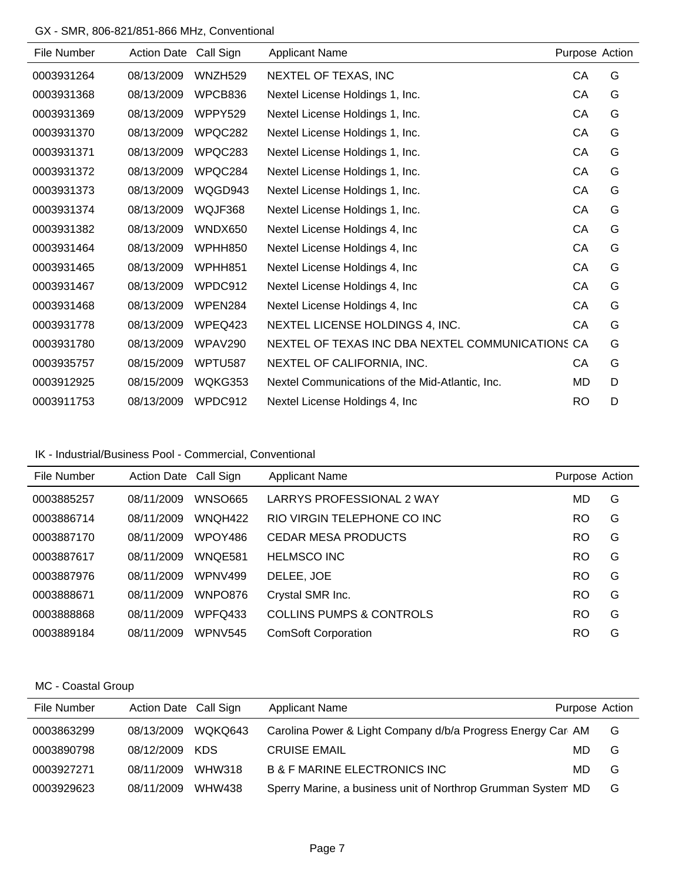GX - SMR, 806-821/851-866 MHz, Conventional

| File Number | Action Date | Call Sign | Applicant Name | Purpose | Action |
|---|---|---|---|---|---|
| 0003931264 | 08/13/2009 | WNZH529 | NEXTEL OF TEXAS, INC | CA | G |
| 0003931368 | 08/13/2009 | WPCB836 | Nextel License Holdings 1, Inc. | CA | G |
| 0003931369 | 08/13/2009 | WPPY529 | Nextel License Holdings 1, Inc. | CA | G |
| 0003931370 | 08/13/2009 | WPQC282 | Nextel License Holdings 1, Inc. | CA | G |
| 0003931371 | 08/13/2009 | WPQC283 | Nextel License Holdings 1, Inc. | CA | G |
| 0003931372 | 08/13/2009 | WPQC284 | Nextel License Holdings 1, Inc. | CA | G |
| 0003931373 | 08/13/2009 | WQGD943 | Nextel License Holdings 1, Inc. | CA | G |
| 0003931374 | 08/13/2009 | WQJF368 | Nextel License Holdings 1, Inc. | CA | G |
| 0003931382 | 08/13/2009 | WNDX650 | Nextel License Holdings 4, Inc | CA | G |
| 0003931464 | 08/13/2009 | WPHH850 | Nextel License Holdings 4, Inc | CA | G |
| 0003931465 | 08/13/2009 | WPHH851 | Nextel License Holdings 4, Inc | CA | G |
| 0003931467 | 08/13/2009 | WPDC912 | Nextel License Holdings 4, Inc | CA | G |
| 0003931468 | 08/13/2009 | WPEN284 | Nextel License Holdings 4, Inc | CA | G |
| 0003931778 | 08/13/2009 | WPEQ423 | NEXTEL LICENSE HOLDINGS 4, INC. | CA | G |
| 0003931780 | 08/13/2009 | WPAV290 | NEXTEL OF TEXAS INC DBA NEXTEL COMMUNICATIONS | CA | G |
| 0003935757 | 08/15/2009 | WPTU587 | NEXTEL OF CALIFORNIA, INC. | CA | G |
| 0003912925 | 08/15/2009 | WQKG353 | Nextel Communications of the Mid-Atlantic, Inc. | MD | D |
| 0003911753 | 08/13/2009 | WPDC912 | Nextel License Holdings 4, Inc | RO | D |

IK - Industrial/Business Pool - Commercial, Conventional

| File Number | Action Date | Call Sign | Applicant Name | Purpose | Action |
|---|---|---|---|---|---|
| 0003885257 | 08/11/2009 | WNSO665 | LARRYS PROFESSIONAL 2 WAY | MD | G |
| 0003886714 | 08/11/2009 | WNQH422 | RIO VIRGIN TELEPHONE CO INC | RO | G |
| 0003887170 | 08/11/2009 | WPOY486 | CEDAR MESA PRODUCTS | RO | G |
| 0003887617 | 08/11/2009 | WNQE581 | HELMSCO INC | RO | G |
| 0003887976 | 08/11/2009 | WPNV499 | DELEE, JOE | RO | G |
| 0003888671 | 08/11/2009 | WNPO876 | Crystal SMR Inc. | RO | G |
| 0003888868 | 08/11/2009 | WPFQ433 | COLLINS PUMPS & CONTROLS | RO | G |
| 0003889184 | 08/11/2009 | WPNV545 | ComSoft Corporation | RO | G |

MC - Coastal Group

| File Number | Action Date | Call Sign | Applicant Name | Purpose | Action |
|---|---|---|---|---|---|
| 0003863299 | 08/13/2009 | WQKQ643 | Carolina Power & Light Company d/b/a Progress Energy Car | AM | G |
| 0003890798 | 08/12/2009 | KDS | CRUISE EMAIL | MD | G |
| 0003927271 | 08/11/2009 | WHW318 | B & F MARINE ELECTRONICS INC | MD | G |
| 0003929623 | 08/11/2009 | WHW438 | Sperry Marine, a business unit of Northrop Grumman System | MD | G |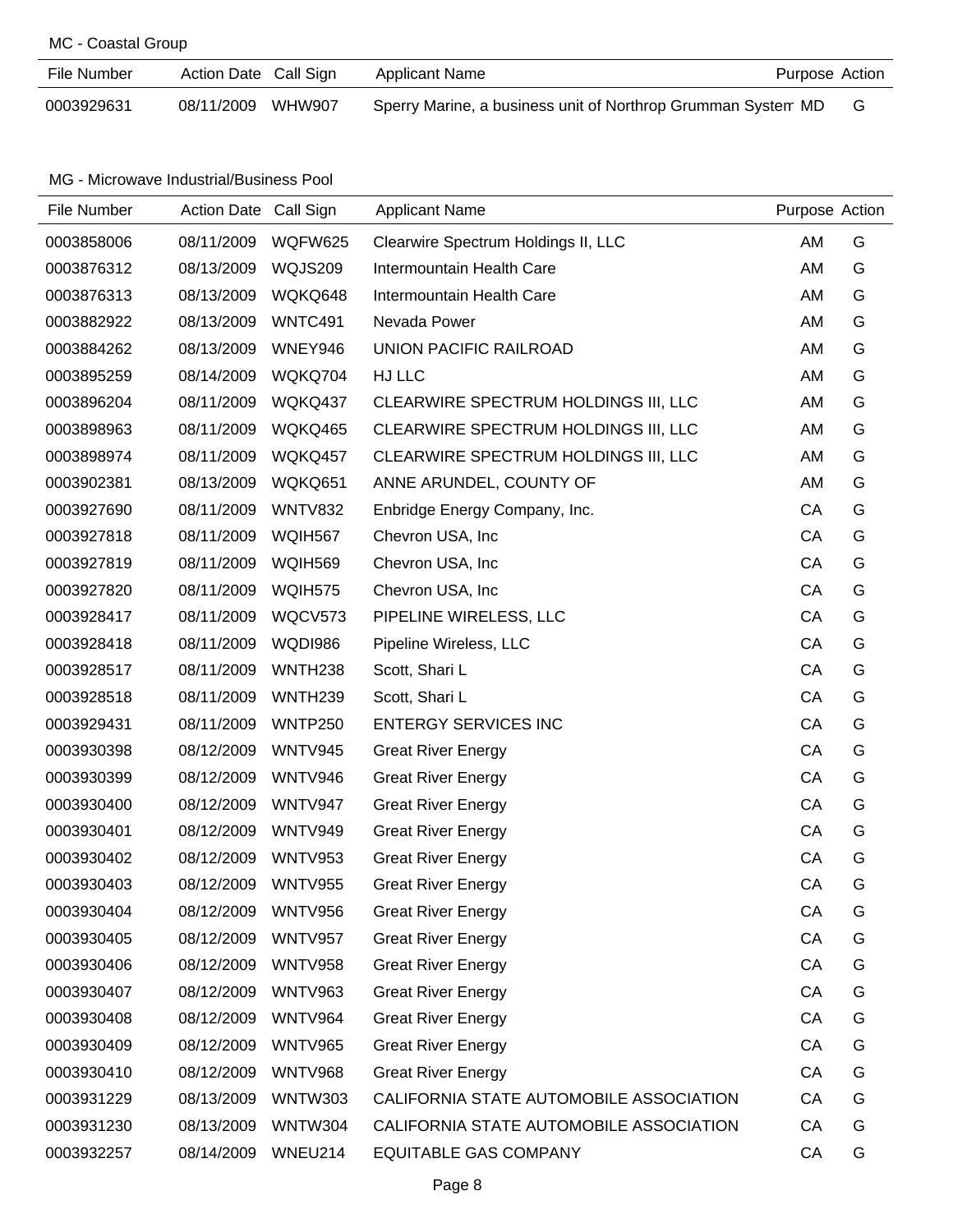MC - Coastal Group

| File Number | Action Date | Call Sign | Applicant Name | Purpose | Action |
|---|---|---|---|---|---|
| 0003929631 | 08/11/2009 | WHW907 | Sperry Marine, a business unit of Northrop Grumman System | MD | G |

MG - Microwave Industrial/Business Pool

| File Number | Action Date | Call Sign | Applicant Name | Purpose | Action |
|---|---|---|---|---|---|
| 0003858006 | 08/11/2009 | WQFW625 | Clearwire Spectrum Holdings II, LLC | AM | G |
| 0003876312 | 08/13/2009 | WQJS209 | Intermountain Health Care | AM | G |
| 0003876313 | 08/13/2009 | WQKQ648 | Intermountain Health Care | AM | G |
| 0003882922 | 08/13/2009 | WNTC491 | Nevada Power | AM | G |
| 0003884262 | 08/13/2009 | WNEY946 | UNION PACIFIC RAILROAD | AM | G |
| 0003895259 | 08/14/2009 | WQKQ704 | HJ LLC | AM | G |
| 0003896204 | 08/11/2009 | WQKQ437 | CLEARWIRE SPECTRUM HOLDINGS III, LLC | AM | G |
| 0003898963 | 08/11/2009 | WQKQ465 | CLEARWIRE SPECTRUM HOLDINGS III, LLC | AM | G |
| 0003898974 | 08/11/2009 | WQKQ457 | CLEARWIRE SPECTRUM HOLDINGS III, LLC | AM | G |
| 0003902381 | 08/13/2009 | WQKQ651 | ANNE ARUNDEL, COUNTY OF | AM | G |
| 0003927690 | 08/11/2009 | WNTV832 | Enbridge Energy Company, Inc. | CA | G |
| 0003927818 | 08/11/2009 | WQIH567 | Chevron USA, Inc | CA | G |
| 0003927819 | 08/11/2009 | WQIH569 | Chevron USA, Inc | CA | G |
| 0003927820 | 08/11/2009 | WQIH575 | Chevron USA, Inc | CA | G |
| 0003928417 | 08/11/2009 | WQCV573 | PIPELINE WIRELESS, LLC | CA | G |
| 0003928418 | 08/11/2009 | WQDI986 | Pipeline Wireless, LLC | CA | G |
| 0003928517 | 08/11/2009 | WNTH238 | Scott, Shari L | CA | G |
| 0003928518 | 08/11/2009 | WNTH239 | Scott, Shari L | CA | G |
| 0003929431 | 08/11/2009 | WNTP250 | ENTERGY SERVICES INC | CA | G |
| 0003930398 | 08/12/2009 | WNTV945 | Great River Energy | CA | G |
| 0003930399 | 08/12/2009 | WNTV946 | Great River Energy | CA | G |
| 0003930400 | 08/12/2009 | WNTV947 | Great River Energy | CA | G |
| 0003930401 | 08/12/2009 | WNTV949 | Great River Energy | CA | G |
| 0003930402 | 08/12/2009 | WNTV953 | Great River Energy | CA | G |
| 0003930403 | 08/12/2009 | WNTV955 | Great River Energy | CA | G |
| 0003930404 | 08/12/2009 | WNTV956 | Great River Energy | CA | G |
| 0003930405 | 08/12/2009 | WNTV957 | Great River Energy | CA | G |
| 0003930406 | 08/12/2009 | WNTV958 | Great River Energy | CA | G |
| 0003930407 | 08/12/2009 | WNTV963 | Great River Energy | CA | G |
| 0003930408 | 08/12/2009 | WNTV964 | Great River Energy | CA | G |
| 0003930409 | 08/12/2009 | WNTV965 | Great River Energy | CA | G |
| 0003930410 | 08/12/2009 | WNTV968 | Great River Energy | CA | G |
| 0003931229 | 08/13/2009 | WNTW303 | CALIFORNIA STATE AUTOMOBILE ASSOCIATION | CA | G |
| 0003931230 | 08/13/2009 | WNTW304 | CALIFORNIA STATE AUTOMOBILE ASSOCIATION | CA | G |
| 0003932257 | 08/14/2009 | WNEU214 | EQUITABLE GAS COMPANY | CA | G |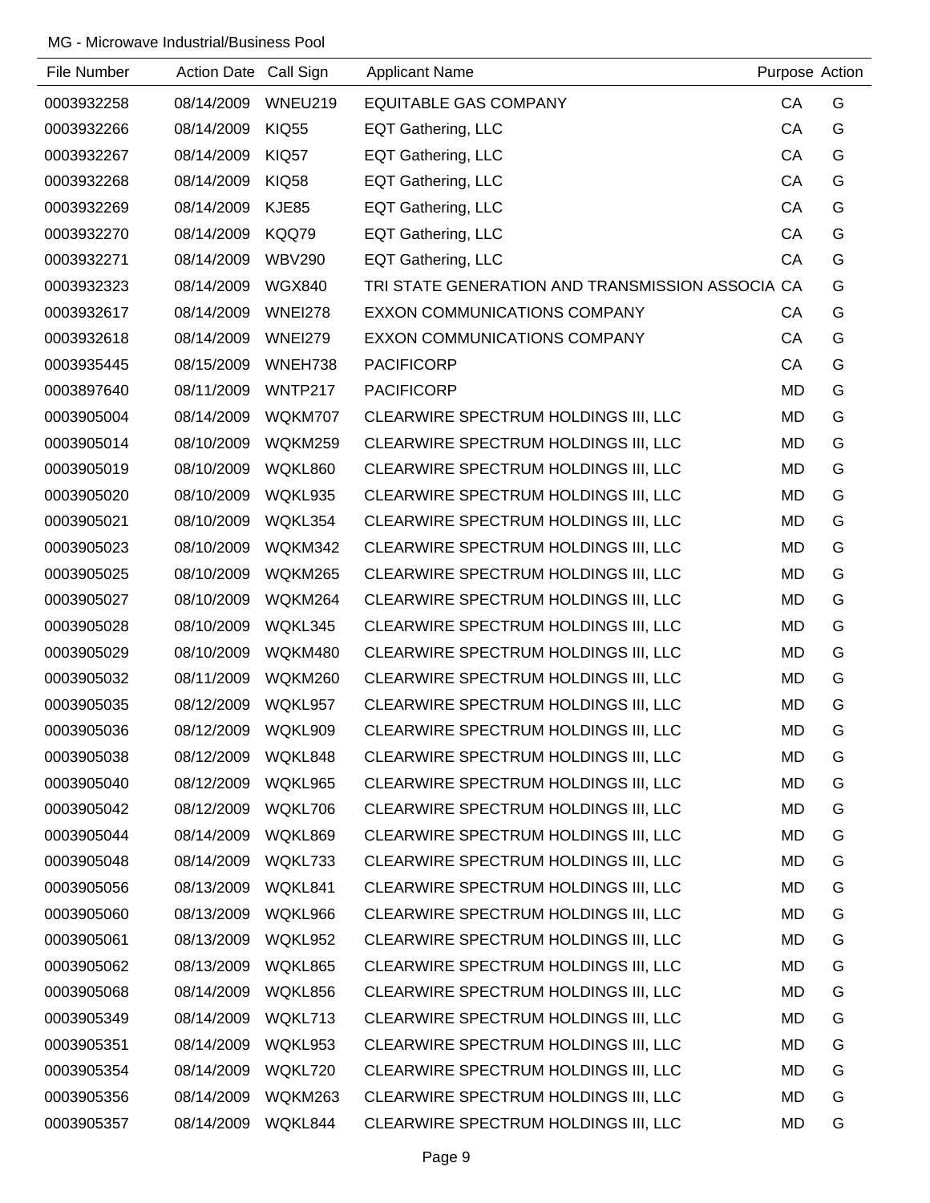MG - Microwave Industrial/Business Pool

| File Number | Action Date | Call Sign | Applicant Name | Purpose | Action |
|---|---|---|---|---|---|
| 0003932258 | 08/14/2009 | WNEU219 | EQUITABLE GAS COMPANY | CA | G |
| 0003932266 | 08/14/2009 | KIQ55 | EQT Gathering, LLC | CA | G |
| 0003932267 | 08/14/2009 | KIQ57 | EQT Gathering, LLC | CA | G |
| 0003932268 | 08/14/2009 | KIQ58 | EQT Gathering, LLC | CA | G |
| 0003932269 | 08/14/2009 | KJE85 | EQT Gathering, LLC | CA | G |
| 0003932270 | 08/14/2009 | KQQ79 | EQT Gathering, LLC | CA | G |
| 0003932271 | 08/14/2009 | WBV290 | EQT Gathering, LLC | CA | G |
| 0003932323 | 08/14/2009 | WGX840 | TRI STATE GENERATION AND TRANSMISSION ASSOCIA | CA | G |
| 0003932617 | 08/14/2009 | WNEI278 | EXXON COMMUNICATIONS COMPANY | CA | G |
| 0003932618 | 08/14/2009 | WNEI279 | EXXON COMMUNICATIONS COMPANY | CA | G |
| 0003935445 | 08/15/2009 | WNEH738 | PACIFICORP | CA | G |
| 0003897640 | 08/11/2009 | WNTP217 | PACIFICORP | MD | G |
| 0003905004 | 08/14/2009 | WQKM707 | CLEARWIRE SPECTRUM HOLDINGS III, LLC | MD | G |
| 0003905014 | 08/10/2009 | WQKM259 | CLEARWIRE SPECTRUM HOLDINGS III, LLC | MD | G |
| 0003905019 | 08/10/2009 | WQKL860 | CLEARWIRE SPECTRUM HOLDINGS III, LLC | MD | G |
| 0003905020 | 08/10/2009 | WQKL935 | CLEARWIRE SPECTRUM HOLDINGS III, LLC | MD | G |
| 0003905021 | 08/10/2009 | WQKL354 | CLEARWIRE SPECTRUM HOLDINGS III, LLC | MD | G |
| 0003905023 | 08/10/2009 | WQKM342 | CLEARWIRE SPECTRUM HOLDINGS III, LLC | MD | G |
| 0003905025 | 08/10/2009 | WQKM265 | CLEARWIRE SPECTRUM HOLDINGS III, LLC | MD | G |
| 0003905027 | 08/10/2009 | WQKM264 | CLEARWIRE SPECTRUM HOLDINGS III, LLC | MD | G |
| 0003905028 | 08/10/2009 | WQKL345 | CLEARWIRE SPECTRUM HOLDINGS III, LLC | MD | G |
| 0003905029 | 08/10/2009 | WQKM480 | CLEARWIRE SPECTRUM HOLDINGS III, LLC | MD | G |
| 0003905032 | 08/11/2009 | WQKM260 | CLEARWIRE SPECTRUM HOLDINGS III, LLC | MD | G |
| 0003905035 | 08/12/2009 | WQKL957 | CLEARWIRE SPECTRUM HOLDINGS III, LLC | MD | G |
| 0003905036 | 08/12/2009 | WQKL909 | CLEARWIRE SPECTRUM HOLDINGS III, LLC | MD | G |
| 0003905038 | 08/12/2009 | WQKL848 | CLEARWIRE SPECTRUM HOLDINGS III, LLC | MD | G |
| 0003905040 | 08/12/2009 | WQKL965 | CLEARWIRE SPECTRUM HOLDINGS III, LLC | MD | G |
| 0003905042 | 08/12/2009 | WQKL706 | CLEARWIRE SPECTRUM HOLDINGS III, LLC | MD | G |
| 0003905044 | 08/14/2009 | WQKL869 | CLEARWIRE SPECTRUM HOLDINGS III, LLC | MD | G |
| 0003905048 | 08/14/2009 | WQKL733 | CLEARWIRE SPECTRUM HOLDINGS III, LLC | MD | G |
| 0003905056 | 08/13/2009 | WQKL841 | CLEARWIRE SPECTRUM HOLDINGS III, LLC | MD | G |
| 0003905060 | 08/13/2009 | WQKL966 | CLEARWIRE SPECTRUM HOLDINGS III, LLC | MD | G |
| 0003905061 | 08/13/2009 | WQKL952 | CLEARWIRE SPECTRUM HOLDINGS III, LLC | MD | G |
| 0003905062 | 08/13/2009 | WQKL865 | CLEARWIRE SPECTRUM HOLDINGS III, LLC | MD | G |
| 0003905068 | 08/14/2009 | WQKL856 | CLEARWIRE SPECTRUM HOLDINGS III, LLC | MD | G |
| 0003905349 | 08/14/2009 | WQKL713 | CLEARWIRE SPECTRUM HOLDINGS III, LLC | MD | G |
| 0003905351 | 08/14/2009 | WQKL953 | CLEARWIRE SPECTRUM HOLDINGS III, LLC | MD | G |
| 0003905354 | 08/14/2009 | WQKL720 | CLEARWIRE SPECTRUM HOLDINGS III, LLC | MD | G |
| 0003905356 | 08/14/2009 | WQKM263 | CLEARWIRE SPECTRUM HOLDINGS III, LLC | MD | G |
| 0003905357 | 08/14/2009 | WQKL844 | CLEARWIRE SPECTRUM HOLDINGS III, LLC | MD | G |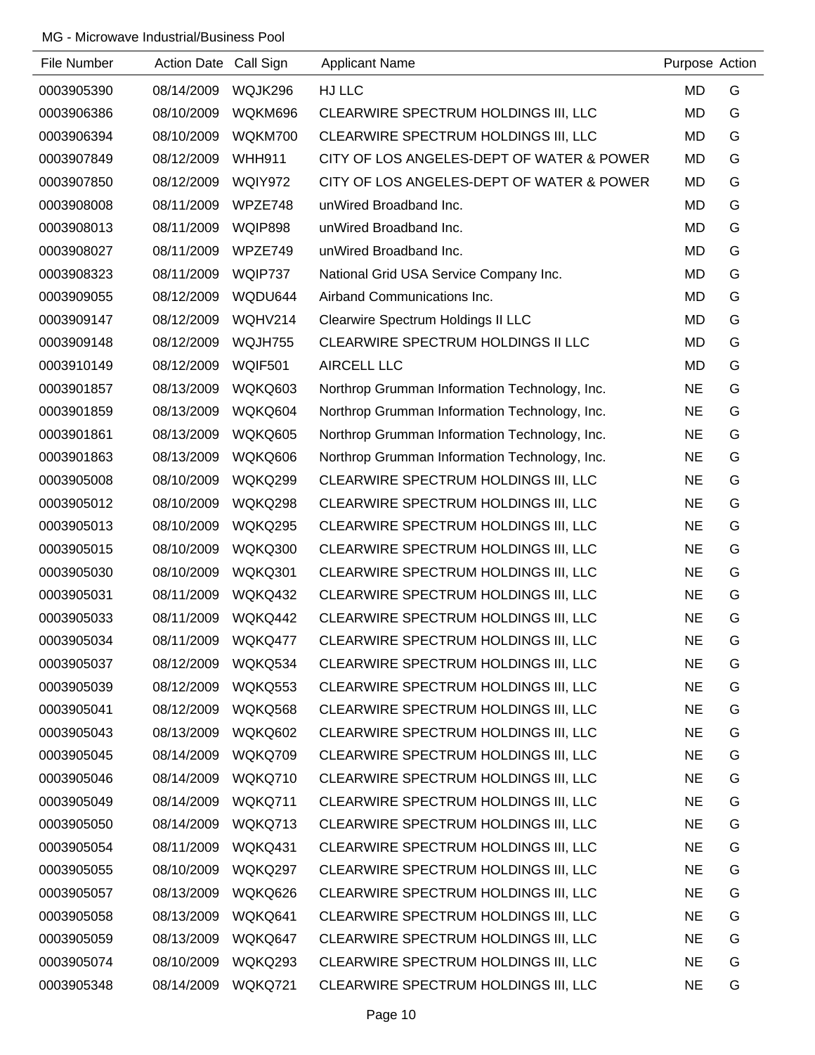MG - Microwave Industrial/Business Pool

| File Number | Action Date | Call Sign | Applicant Name | Purpose | Action |
|---|---|---|---|---|---|
| 0003905390 | 08/14/2009 | WQJK296 | HJ LLC | MD | G |
| 0003906386 | 08/10/2009 | WQKM696 | CLEARWIRE SPECTRUM HOLDINGS III, LLC | MD | G |
| 0003906394 | 08/10/2009 | WQKM700 | CLEARWIRE SPECTRUM HOLDINGS III, LLC | MD | G |
| 0003907849 | 08/12/2009 | WHH911 | CITY OF LOS ANGELES-DEPT OF WATER & POWER | MD | G |
| 0003907850 | 08/12/2009 | WQIY972 | CITY OF LOS ANGELES-DEPT OF WATER & POWER | MD | G |
| 0003908008 | 08/11/2009 | WPZE748 | unWired Broadband Inc. | MD | G |
| 0003908013 | 08/11/2009 | WQIP898 | unWired Broadband Inc. | MD | G |
| 0003908027 | 08/11/2009 | WPZE749 | unWired Broadband Inc. | MD | G |
| 0003908323 | 08/11/2009 | WQIP737 | National Grid USA Service Company Inc. | MD | G |
| 0003909055 | 08/12/2009 | WQDU644 | Airband Communications Inc. | MD | G |
| 0003909147 | 08/12/2009 | WQHV214 | Clearwire Spectrum Holdings II LLC | MD | G |
| 0003909148 | 08/12/2009 | WQJH755 | CLEARWIRE SPECTRUM HOLDINGS II LLC | MD | G |
| 0003910149 | 08/12/2009 | WQIF501 | AIRCELL LLC | MD | G |
| 0003901857 | 08/13/2009 | WQKQ603 | Northrop Grumman Information Technology, Inc. | NE | G |
| 0003901859 | 08/13/2009 | WQKQ604 | Northrop Grumman Information Technology, Inc. | NE | G |
| 0003901861 | 08/13/2009 | WQKQ605 | Northrop Grumman Information Technology, Inc. | NE | G |
| 0003901863 | 08/13/2009 | WQKQ606 | Northrop Grumman Information Technology, Inc. | NE | G |
| 0003905008 | 08/10/2009 | WQKQ299 | CLEARWIRE SPECTRUM HOLDINGS III, LLC | NE | G |
| 0003905012 | 08/10/2009 | WQKQ298 | CLEARWIRE SPECTRUM HOLDINGS III, LLC | NE | G |
| 0003905013 | 08/10/2009 | WQKQ295 | CLEARWIRE SPECTRUM HOLDINGS III, LLC | NE | G |
| 0003905015 | 08/10/2009 | WQKQ300 | CLEARWIRE SPECTRUM HOLDINGS III, LLC | NE | G |
| 0003905030 | 08/10/2009 | WQKQ301 | CLEARWIRE SPECTRUM HOLDINGS III, LLC | NE | G |
| 0003905031 | 08/11/2009 | WQKQ432 | CLEARWIRE SPECTRUM HOLDINGS III, LLC | NE | G |
| 0003905033 | 08/11/2009 | WQKQ442 | CLEARWIRE SPECTRUM HOLDINGS III, LLC | NE | G |
| 0003905034 | 08/11/2009 | WQKQ477 | CLEARWIRE SPECTRUM HOLDINGS III, LLC | NE | G |
| 0003905037 | 08/12/2009 | WQKQ534 | CLEARWIRE SPECTRUM HOLDINGS III, LLC | NE | G |
| 0003905039 | 08/12/2009 | WQKQ553 | CLEARWIRE SPECTRUM HOLDINGS III, LLC | NE | G |
| 0003905041 | 08/12/2009 | WQKQ568 | CLEARWIRE SPECTRUM HOLDINGS III, LLC | NE | G |
| 0003905043 | 08/13/2009 | WQKQ602 | CLEARWIRE SPECTRUM HOLDINGS III, LLC | NE | G |
| 0003905045 | 08/14/2009 | WQKQ709 | CLEARWIRE SPECTRUM HOLDINGS III, LLC | NE | G |
| 0003905046 | 08/14/2009 | WQKQ710 | CLEARWIRE SPECTRUM HOLDINGS III, LLC | NE | G |
| 0003905049 | 08/14/2009 | WQKQ711 | CLEARWIRE SPECTRUM HOLDINGS III, LLC | NE | G |
| 0003905050 | 08/14/2009 | WQKQ713 | CLEARWIRE SPECTRUM HOLDINGS III, LLC | NE | G |
| 0003905054 | 08/11/2009 | WQKQ431 | CLEARWIRE SPECTRUM HOLDINGS III, LLC | NE | G |
| 0003905055 | 08/10/2009 | WQKQ297 | CLEARWIRE SPECTRUM HOLDINGS III, LLC | NE | G |
| 0003905057 | 08/13/2009 | WQKQ626 | CLEARWIRE SPECTRUM HOLDINGS III, LLC | NE | G |
| 0003905058 | 08/13/2009 | WQKQ641 | CLEARWIRE SPECTRUM HOLDINGS III, LLC | NE | G |
| 0003905059 | 08/13/2009 | WQKQ647 | CLEARWIRE SPECTRUM HOLDINGS III, LLC | NE | G |
| 0003905074 | 08/10/2009 | WQKQ293 | CLEARWIRE SPECTRUM HOLDINGS III, LLC | NE | G |
| 0003905348 | 08/14/2009 | WQKQ721 | CLEARWIRE SPECTRUM HOLDINGS III, LLC | NE | G |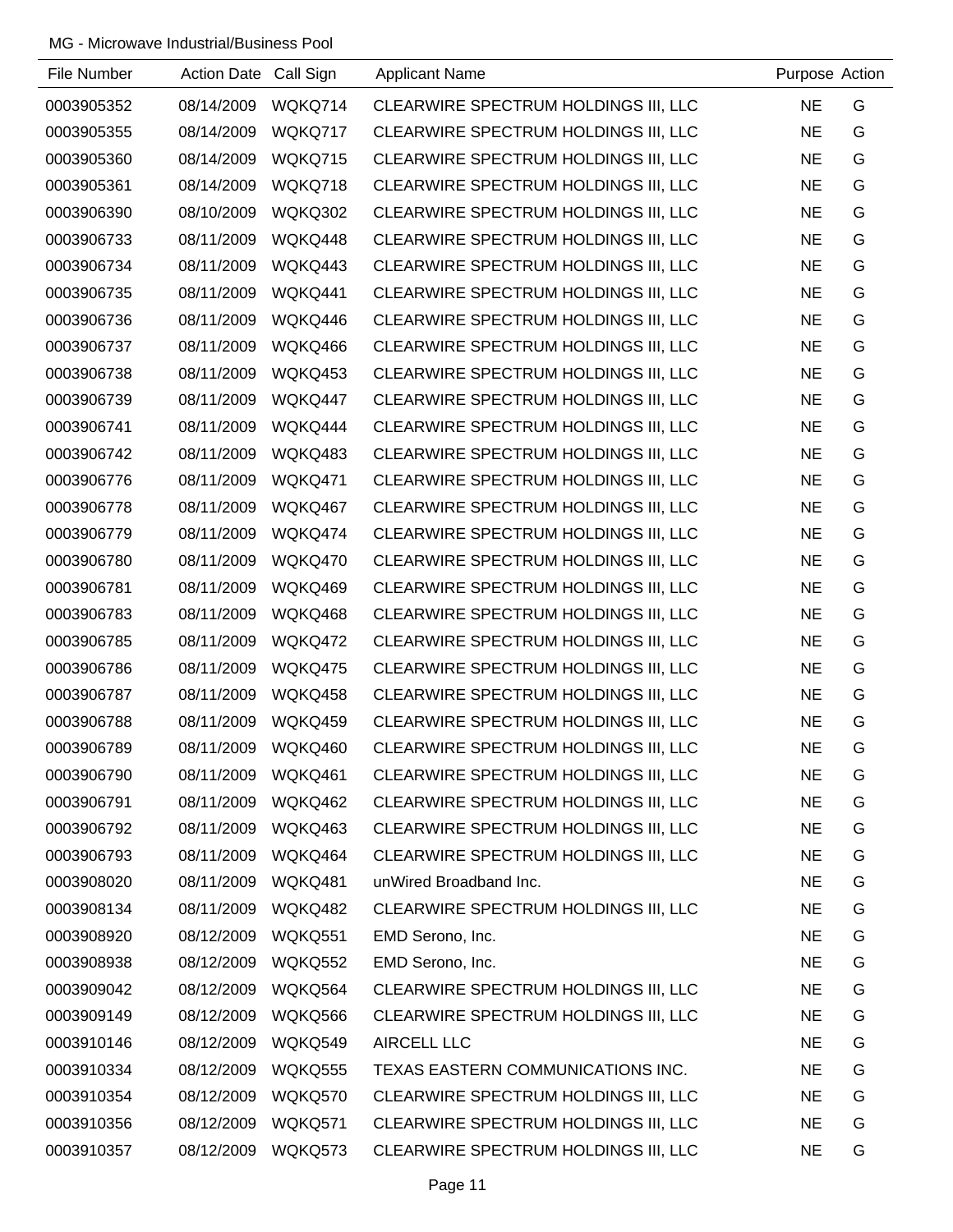MG - Microwave Industrial/Business Pool

| File Number | Action Date | Call Sign | Applicant Name | Purpose | Action |
|---|---|---|---|---|---|
| 0003905352 | 08/14/2009 | WQKQ714 | CLEARWIRE SPECTRUM HOLDINGS III, LLC | NE | G |
| 0003905355 | 08/14/2009 | WQKQ717 | CLEARWIRE SPECTRUM HOLDINGS III, LLC | NE | G |
| 0003905360 | 08/14/2009 | WQKQ715 | CLEARWIRE SPECTRUM HOLDINGS III, LLC | NE | G |
| 0003905361 | 08/14/2009 | WQKQ718 | CLEARWIRE SPECTRUM HOLDINGS III, LLC | NE | G |
| 0003906390 | 08/10/2009 | WQKQ302 | CLEARWIRE SPECTRUM HOLDINGS III, LLC | NE | G |
| 0003906733 | 08/11/2009 | WQKQ448 | CLEARWIRE SPECTRUM HOLDINGS III, LLC | NE | G |
| 0003906734 | 08/11/2009 | WQKQ443 | CLEARWIRE SPECTRUM HOLDINGS III, LLC | NE | G |
| 0003906735 | 08/11/2009 | WQKQ441 | CLEARWIRE SPECTRUM HOLDINGS III, LLC | NE | G |
| 0003906736 | 08/11/2009 | WQKQ446 | CLEARWIRE SPECTRUM HOLDINGS III, LLC | NE | G |
| 0003906737 | 08/11/2009 | WQKQ466 | CLEARWIRE SPECTRUM HOLDINGS III, LLC | NE | G |
| 0003906738 | 08/11/2009 | WQKQ453 | CLEARWIRE SPECTRUM HOLDINGS III, LLC | NE | G |
| 0003906739 | 08/11/2009 | WQKQ447 | CLEARWIRE SPECTRUM HOLDINGS III, LLC | NE | G |
| 0003906741 | 08/11/2009 | WQKQ444 | CLEARWIRE SPECTRUM HOLDINGS III, LLC | NE | G |
| 0003906742 | 08/11/2009 | WQKQ483 | CLEARWIRE SPECTRUM HOLDINGS III, LLC | NE | G |
| 0003906776 | 08/11/2009 | WQKQ471 | CLEARWIRE SPECTRUM HOLDINGS III, LLC | NE | G |
| 0003906778 | 08/11/2009 | WQKQ467 | CLEARWIRE SPECTRUM HOLDINGS III, LLC | NE | G |
| 0003906779 | 08/11/2009 | WQKQ474 | CLEARWIRE SPECTRUM HOLDINGS III, LLC | NE | G |
| 0003906780 | 08/11/2009 | WQKQ470 | CLEARWIRE SPECTRUM HOLDINGS III, LLC | NE | G |
| 0003906781 | 08/11/2009 | WQKQ469 | CLEARWIRE SPECTRUM HOLDINGS III, LLC | NE | G |
| 0003906783 | 08/11/2009 | WQKQ468 | CLEARWIRE SPECTRUM HOLDINGS III, LLC | NE | G |
| 0003906785 | 08/11/2009 | WQKQ472 | CLEARWIRE SPECTRUM HOLDINGS III, LLC | NE | G |
| 0003906786 | 08/11/2009 | WQKQ475 | CLEARWIRE SPECTRUM HOLDINGS III, LLC | NE | G |
| 0003906787 | 08/11/2009 | WQKQ458 | CLEARWIRE SPECTRUM HOLDINGS III, LLC | NE | G |
| 0003906788 | 08/11/2009 | WQKQ459 | CLEARWIRE SPECTRUM HOLDINGS III, LLC | NE | G |
| 0003906789 | 08/11/2009 | WQKQ460 | CLEARWIRE SPECTRUM HOLDINGS III, LLC | NE | G |
| 0003906790 | 08/11/2009 | WQKQ461 | CLEARWIRE SPECTRUM HOLDINGS III, LLC | NE | G |
| 0003906791 | 08/11/2009 | WQKQ462 | CLEARWIRE SPECTRUM HOLDINGS III, LLC | NE | G |
| 0003906792 | 08/11/2009 | WQKQ463 | CLEARWIRE SPECTRUM HOLDINGS III, LLC | NE | G |
| 0003906793 | 08/11/2009 | WQKQ464 | CLEARWIRE SPECTRUM HOLDINGS III, LLC | NE | G |
| 0003908020 | 08/11/2009 | WQKQ481 | unWired Broadband Inc. | NE | G |
| 0003908134 | 08/11/2009 | WQKQ482 | CLEARWIRE SPECTRUM HOLDINGS III, LLC | NE | G |
| 0003908920 | 08/12/2009 | WQKQ551 | EMD Serono, Inc. | NE | G |
| 0003908938 | 08/12/2009 | WQKQ552 | EMD Serono, Inc. | NE | G |
| 0003909042 | 08/12/2009 | WQKQ564 | CLEARWIRE SPECTRUM HOLDINGS III, LLC | NE | G |
| 0003909149 | 08/12/2009 | WQKQ566 | CLEARWIRE SPECTRUM HOLDINGS III, LLC | NE | G |
| 0003910146 | 08/12/2009 | WQKQ549 | AIRCELL LLC | NE | G |
| 0003910334 | 08/12/2009 | WQKQ555 | TEXAS EASTERN COMMUNICATIONS INC. | NE | G |
| 0003910354 | 08/12/2009 | WQKQ570 | CLEARWIRE SPECTRUM HOLDINGS III, LLC | NE | G |
| 0003910356 | 08/12/2009 | WQKQ571 | CLEARWIRE SPECTRUM HOLDINGS III, LLC | NE | G |
| 0003910357 | 08/12/2009 | WQKQ573 | CLEARWIRE SPECTRUM HOLDINGS III, LLC | NE | G |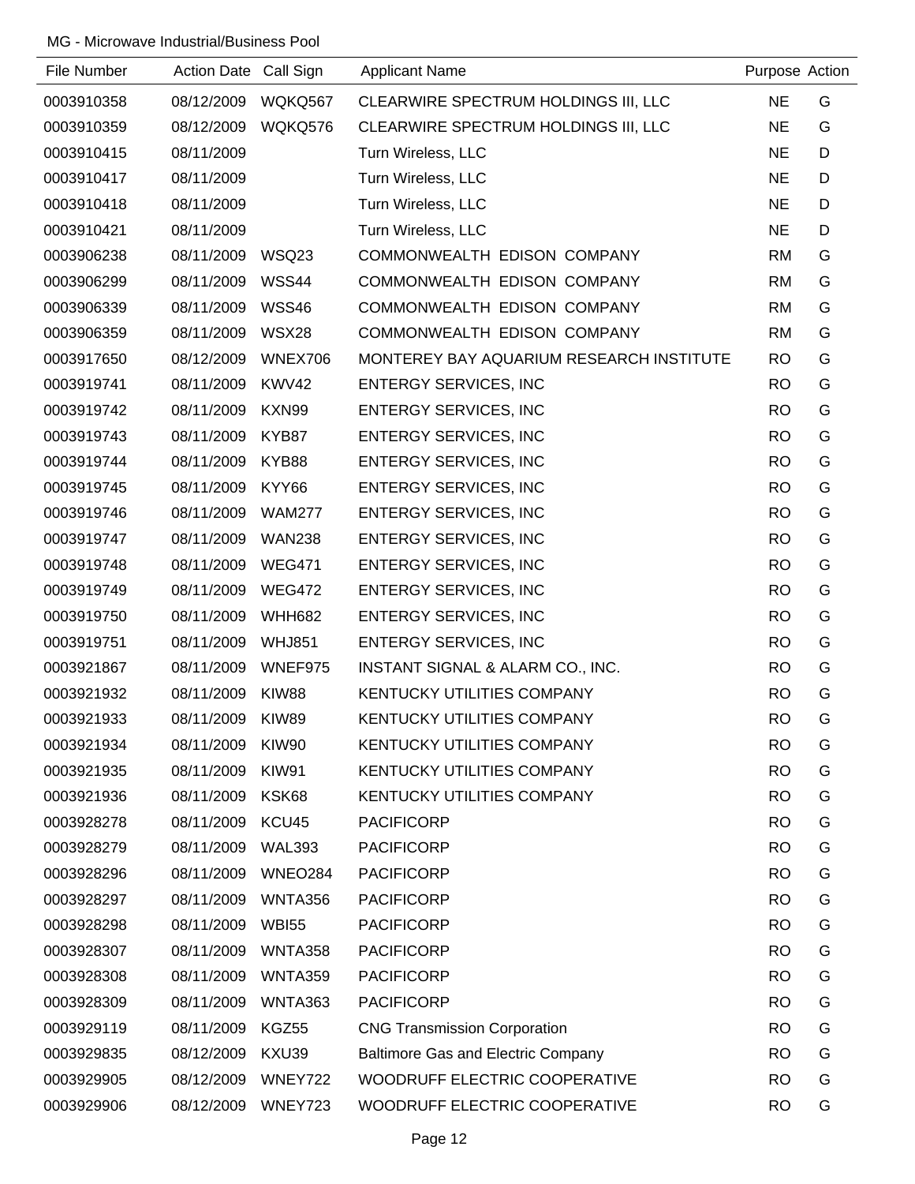MG - Microwave Industrial/Business Pool

| File Number | Action Date | Call Sign | Applicant Name | Purpose | Action |
|---|---|---|---|---|---|
| 0003910358 | 08/12/2009 | WQKQ567 | CLEARWIRE SPECTRUM HOLDINGS III, LLC | NE | G |
| 0003910359 | 08/12/2009 | WQKQ576 | CLEARWIRE SPECTRUM HOLDINGS III, LLC | NE | G |
| 0003910415 | 08/11/2009 | | Turn Wireless, LLC | NE | D |
| 0003910417 | 08/11/2009 | | Turn Wireless, LLC | NE | D |
| 0003910418 | 08/11/2009 | | Turn Wireless, LLC | NE | D |
| 0003910421 | 08/11/2009 | | Turn Wireless, LLC | NE | D |
| 0003906238 | 08/11/2009 | WSQ23 | COMMONWEALTH EDISON COMPANY | RM | G |
| 0003906299 | 08/11/2009 | WSS44 | COMMONWEALTH EDISON COMPANY | RM | G |
| 0003906339 | 08/11/2009 | WSS46 | COMMONWEALTH EDISON COMPANY | RM | G |
| 0003906359 | 08/11/2009 | WSX28 | COMMONWEALTH EDISON COMPANY | RM | G |
| 0003917650 | 08/12/2009 | WNEX706 | MONTEREY BAY AQUARIUM RESEARCH INSTITUTE | RO | G |
| 0003919741 | 08/11/2009 | KWV42 | ENTERGY SERVICES, INC | RO | G |
| 0003919742 | 08/11/2009 | KXN99 | ENTERGY SERVICES, INC | RO | G |
| 0003919743 | 08/11/2009 | KYB87 | ENTERGY SERVICES, INC | RO | G |
| 0003919744 | 08/11/2009 | KYB88 | ENTERGY SERVICES, INC | RO | G |
| 0003919745 | 08/11/2009 | KYY66 | ENTERGY SERVICES, INC | RO | G |
| 0003919746 | 08/11/2009 | WAM277 | ENTERGY SERVICES, INC | RO | G |
| 0003919747 | 08/11/2009 | WAN238 | ENTERGY SERVICES, INC | RO | G |
| 0003919748 | 08/11/2009 | WEG471 | ENTERGY SERVICES, INC | RO | G |
| 0003919749 | 08/11/2009 | WEG472 | ENTERGY SERVICES, INC | RO | G |
| 0003919750 | 08/11/2009 | WHH682 | ENTERGY SERVICES, INC | RO | G |
| 0003919751 | 08/11/2009 | WHJ851 | ENTERGY SERVICES, INC | RO | G |
| 0003921867 | 08/11/2009 | WNEF975 | INSTANT SIGNAL & ALARM CO., INC. | RO | G |
| 0003921932 | 08/11/2009 | KIW88 | KENTUCKY UTILITIES COMPANY | RO | G |
| 0003921933 | 08/11/2009 | KIW89 | KENTUCKY UTILITIES COMPANY | RO | G |
| 0003921934 | 08/11/2009 | KIW90 | KENTUCKY UTILITIES COMPANY | RO | G |
| 0003921935 | 08/11/2009 | KIW91 | KENTUCKY UTILITIES COMPANY | RO | G |
| 0003921936 | 08/11/2009 | KSK68 | KENTUCKY UTILITIES COMPANY | RO | G |
| 0003928278 | 08/11/2009 | KCU45 | PACIFICORP | RO | G |
| 0003928279 | 08/11/2009 | WAL393 | PACIFICORP | RO | G |
| 0003928296 | 08/11/2009 | WNEO284 | PACIFICORP | RO | G |
| 0003928297 | 08/11/2009 | WNTA356 | PACIFICORP | RO | G |
| 0003928298 | 08/11/2009 | WBI55 | PACIFICORP | RO | G |
| 0003928307 | 08/11/2009 | WNTA358 | PACIFICORP | RO | G |
| 0003928308 | 08/11/2009 | WNTA359 | PACIFICORP | RO | G |
| 0003928309 | 08/11/2009 | WNTA363 | PACIFICORP | RO | G |
| 0003929119 | 08/11/2009 | KGZ55 | CNG Transmission Corporation | RO | G |
| 0003929835 | 08/12/2009 | KXU39 | Baltimore Gas and Electric Company | RO | G |
| 0003929905 | 08/12/2009 | WNEY722 | WOODRUFF ELECTRIC COOPERATIVE | RO | G |
| 0003929906 | 08/12/2009 | WNEY723 | WOODRUFF ELECTRIC COOPERATIVE | RO | G |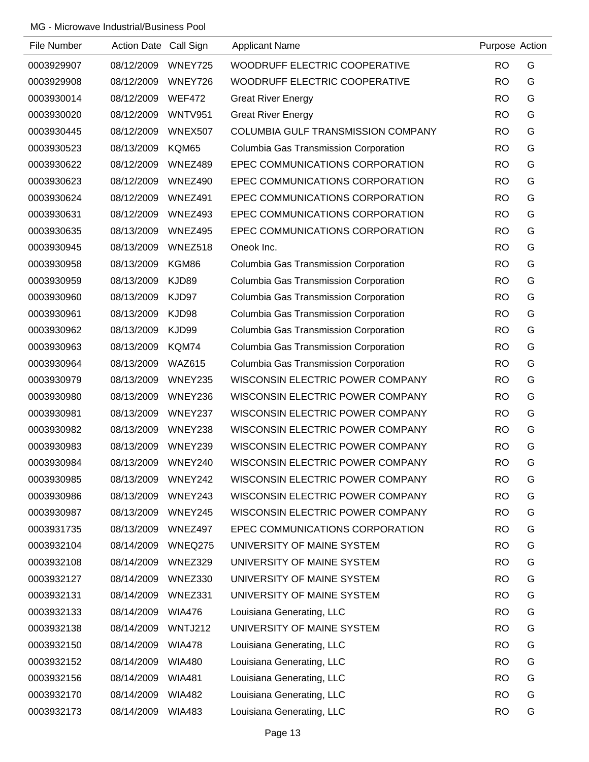MG - Microwave Industrial/Business Pool

| File Number | Action Date | Call Sign | Applicant Name | Purpose | Action |
| --- | --- | --- | --- | --- | --- |
| 0003929907 | 08/12/2009 | WNEY725 | WOODRUFF ELECTRIC COOPERATIVE | RO | G |
| 0003929908 | 08/12/2009 | WNEY726 | WOODRUFF ELECTRIC COOPERATIVE | RO | G |
| 0003930014 | 08/12/2009 | WEF472 | Great River Energy | RO | G |
| 0003930020 | 08/12/2009 | WNTV951 | Great River Energy | RO | G |
| 0003930445 | 08/12/2009 | WNEX507 | COLUMBIA GULF TRANSMISSION COMPANY | RO | G |
| 0003930523 | 08/13/2009 | KQM65 | Columbia Gas Transmission Corporation | RO | G |
| 0003930622 | 08/12/2009 | WNEZ489 | EPEC COMMUNICATIONS CORPORATION | RO | G |
| 0003930623 | 08/12/2009 | WNEZ490 | EPEC COMMUNICATIONS CORPORATION | RO | G |
| 0003930624 | 08/12/2009 | WNEZ491 | EPEC COMMUNICATIONS CORPORATION | RO | G |
| 0003930631 | 08/12/2009 | WNEZ493 | EPEC COMMUNICATIONS CORPORATION | RO | G |
| 0003930635 | 08/13/2009 | WNEZ495 | EPEC COMMUNICATIONS CORPORATION | RO | G |
| 0003930945 | 08/13/2009 | WNEZ518 | Oneok Inc. | RO | G |
| 0003930958 | 08/13/2009 | KGM86 | Columbia Gas Transmission Corporation | RO | G |
| 0003930959 | 08/13/2009 | KJD89 | Columbia Gas Transmission Corporation | RO | G |
| 0003930960 | 08/13/2009 | KJD97 | Columbia Gas Transmission Corporation | RO | G |
| 0003930961 | 08/13/2009 | KJD98 | Columbia Gas Transmission Corporation | RO | G |
| 0003930962 | 08/13/2009 | KJD99 | Columbia Gas Transmission Corporation | RO | G |
| 0003930963 | 08/13/2009 | KQM74 | Columbia Gas Transmission Corporation | RO | G |
| 0003930964 | 08/13/2009 | WAZ615 | Columbia Gas Transmission Corporation | RO | G |
| 0003930979 | 08/13/2009 | WNEY235 | WISCONSIN ELECTRIC POWER COMPANY | RO | G |
| 0003930980 | 08/13/2009 | WNEY236 | WISCONSIN ELECTRIC POWER COMPANY | RO | G |
| 0003930981 | 08/13/2009 | WNEY237 | WISCONSIN ELECTRIC POWER COMPANY | RO | G |
| 0003930982 | 08/13/2009 | WNEY238 | WISCONSIN ELECTRIC POWER COMPANY | RO | G |
| 0003930983 | 08/13/2009 | WNEY239 | WISCONSIN ELECTRIC POWER COMPANY | RO | G |
| 0003930984 | 08/13/2009 | WNEY240 | WISCONSIN ELECTRIC POWER COMPANY | RO | G |
| 0003930985 | 08/13/2009 | WNEY242 | WISCONSIN ELECTRIC POWER COMPANY | RO | G |
| 0003930986 | 08/13/2009 | WNEY243 | WISCONSIN ELECTRIC POWER COMPANY | RO | G |
| 0003930987 | 08/13/2009 | WNEY245 | WISCONSIN ELECTRIC POWER COMPANY | RO | G |
| 0003931735 | 08/13/2009 | WNEZ497 | EPEC COMMUNICATIONS CORPORATION | RO | G |
| 0003932104 | 08/14/2009 | WNEQ275 | UNIVERSITY OF MAINE SYSTEM | RO | G |
| 0003932108 | 08/14/2009 | WNEZ329 | UNIVERSITY OF MAINE SYSTEM | RO | G |
| 0003932127 | 08/14/2009 | WNEZ330 | UNIVERSITY OF MAINE SYSTEM | RO | G |
| 0003932131 | 08/14/2009 | WNEZ331 | UNIVERSITY OF MAINE SYSTEM | RO | G |
| 0003932133 | 08/14/2009 | WIA476 | Louisiana Generating, LLC | RO | G |
| 0003932138 | 08/14/2009 | WNTJ212 | UNIVERSITY OF MAINE SYSTEM | RO | G |
| 0003932150 | 08/14/2009 | WIA478 | Louisiana Generating, LLC | RO | G |
| 0003932152 | 08/14/2009 | WIA480 | Louisiana Generating, LLC | RO | G |
| 0003932156 | 08/14/2009 | WIA481 | Louisiana Generating, LLC | RO | G |
| 0003932170 | 08/14/2009 | WIA482 | Louisiana Generating, LLC | RO | G |
| 0003932173 | 08/14/2009 | WIA483 | Louisiana Generating, LLC | RO | G |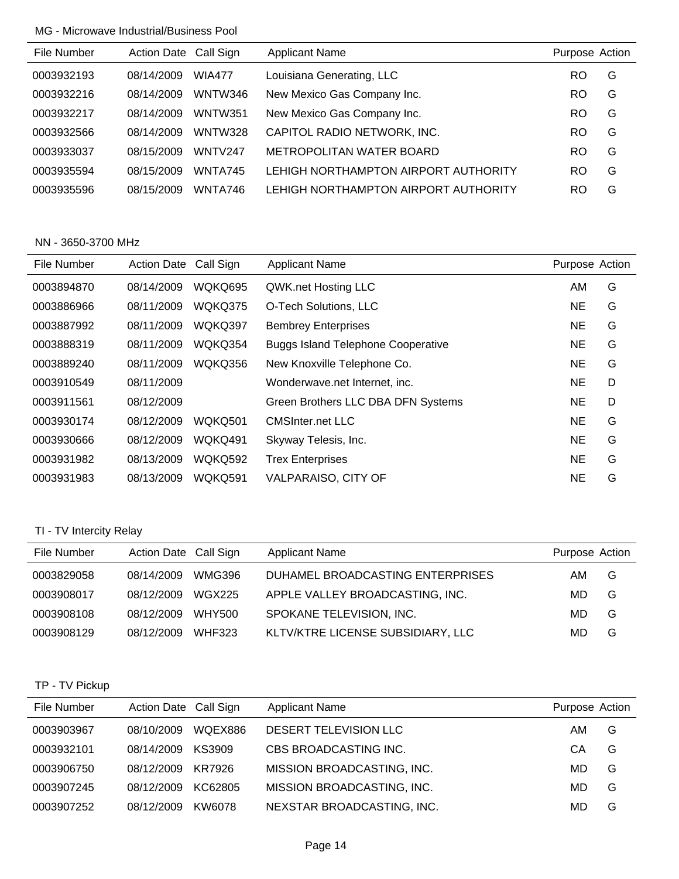MG - Microwave Industrial/Business Pool

| File Number | Action Date | Call Sign | Applicant Name | Purpose | Action |
|---|---|---|---|---|---|
| 0003932193 | 08/14/2009 | WIA477 | Louisiana Generating, LLC | RO | G |
| 0003932216 | 08/14/2009 | WNTW346 | New Mexico Gas Company Inc. | RO | G |
| 0003932217 | 08/14/2009 | WNTW351 | New Mexico Gas Company Inc. | RO | G |
| 0003932566 | 08/14/2009 | WNTW328 | CAPITOL RADIO NETWORK, INC. | RO | G |
| 0003933037 | 08/15/2009 | WNTV247 | METROPOLITAN WATER BOARD | RO | G |
| 0003935594 | 08/15/2009 | WNTA745 | LEHIGH NORTHAMPTON AIRPORT AUTHORITY | RO | G |
| 0003935596 | 08/15/2009 | WNTA746 | LEHIGH NORTHAMPTON AIRPORT AUTHORITY | RO | G |

NN - 3650-3700 MHz

| File Number | Action Date | Call Sign | Applicant Name | Purpose | Action |
|---|---|---|---|---|---|
| 0003894870 | 08/14/2009 | WQKQ695 | QWK.net Hosting LLC | AM | G |
| 0003886966 | 08/11/2009 | WQKQ375 | O-Tech Solutions, LLC | NE | G |
| 0003887992 | 08/11/2009 | WQKQ397 | Bembrey Enterprises | NE | G |
| 0003888319 | 08/11/2009 | WQKQ354 | Buggs Island Telephone Cooperative | NE | G |
| 0003889240 | 08/11/2009 | WQKQ356 | New Knoxville Telephone Co. | NE | G |
| 0003910549 | 08/11/2009 | | Wonderwave.net Internet, inc. | NE | D |
| 0003911561 | 08/12/2009 | | Green Brothers LLC DBA DFN Systems | NE | D |
| 0003930174 | 08/12/2009 | WQKQ501 | CMSInter.net LLC | NE | G |
| 0003930666 | 08/12/2009 | WQKQ491 | Skyway Telesis, Inc. | NE | G |
| 0003931982 | 08/13/2009 | WQKQ592 | Trex Enterprises | NE | G |
| 0003931983 | 08/13/2009 | WQKQ591 | VALPARAISO, CITY OF | NE | G |

TI - TV Intercity Relay

| File Number | Action Date | Call Sign | Applicant Name | Purpose | Action |
|---|---|---|---|---|---|
| 0003829058 | 08/14/2009 | WMG396 | DUHAMEL BROADCASTING ENTERPRISES | AM | G |
| 0003908017 | 08/12/2009 | WGX225 | APPLE VALLEY BROADCASTING, INC. | MD | G |
| 0003908108 | 08/12/2009 | WHY500 | SPOKANE TELEVISION, INC. | MD | G |
| 0003908129 | 08/12/2009 | WHF323 | KLTV/KTRE LICENSE SUBSIDIARY, LLC | MD | G |

TP - TV Pickup

| File Number | Action Date | Call Sign | Applicant Name | Purpose | Action |
|---|---|---|---|---|---|
| 0003903967 | 08/10/2009 | WQEX886 | DESERT TELEVISION LLC | AM | G |
| 0003932101 | 08/14/2009 | KS3909 | CBS BROADCASTING INC. | CA | G |
| 0003906750 | 08/12/2009 | KR7926 | MISSION BROADCASTING, INC. | MD | G |
| 0003907245 | 08/12/2009 | KC62805 | MISSION BROADCASTING, INC. | MD | G |
| 0003907252 | 08/12/2009 | KW6078 | NEXSTAR BROADCASTING, INC. | MD | G |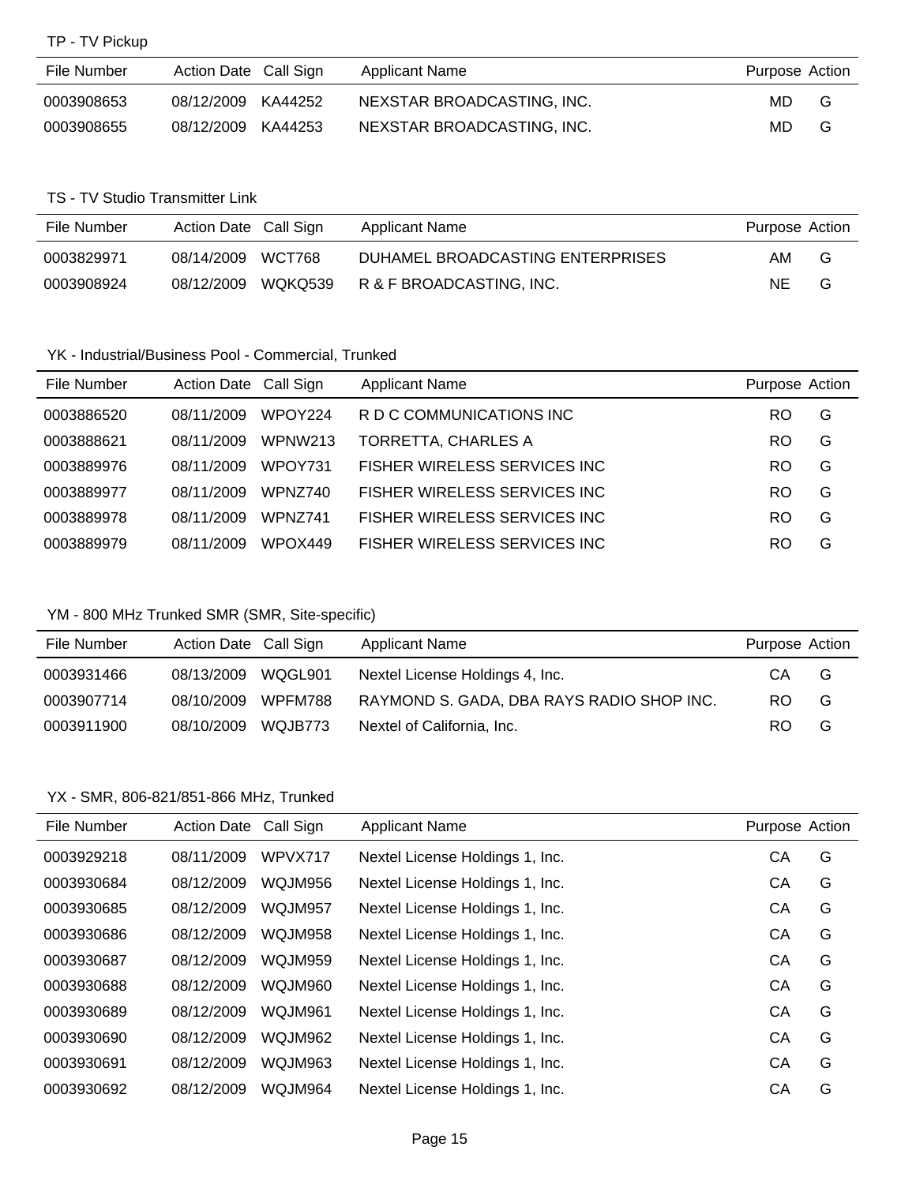### TP - TV Pickup

| File Number | Action Date | Call Sign | Applicant Name | Purpose | Action |
|---|---|---|---|---|---|
| 0003908653 | 08/12/2009 | KA44252 | NEXSTAR BROADCASTING, INC. | MD | G |
| 0003908655 | 08/12/2009 | KA44253 | NEXSTAR BROADCASTING, INC. | MD | G |

### TS - TV Studio Transmitter Link

| File Number | Action Date | Call Sign | Applicant Name | Purpose | Action |
|---|---|---|---|---|---|
| 0003829971 | 08/14/2009 | WCT768 | DUHAMEL BROADCASTING ENTERPRISES | AM | G |
| 0003908924 | 08/12/2009 | WQKQ539 | R & F BROADCASTING, INC. | NE | G |

### YK - Industrial/Business Pool - Commercial, Trunked

| File Number | Action Date | Call Sign | Applicant Name | Purpose | Action |
|---|---|---|---|---|---|
| 0003886520 | 08/11/2009 | WPOY224 | R D C COMMUNICATIONS INC | RO | G |
| 0003888621 | 08/11/2009 | WPNW213 | TORRETTA, CHARLES A | RO | G |
| 0003889976 | 08/11/2009 | WPOY731 | FISHER WIRELESS SERVICES INC | RO | G |
| 0003889977 | 08/11/2009 | WPNZ740 | FISHER WIRELESS SERVICES INC | RO | G |
| 0003889978 | 08/11/2009 | WPNZ741 | FISHER WIRELESS SERVICES INC | RO | G |
| 0003889979 | 08/11/2009 | WPOX449 | FISHER WIRELESS SERVICES INC | RO | G |

### YM - 800 MHz Trunked SMR (SMR, Site-specific)

| File Number | Action Date | Call Sign | Applicant Name | Purpose | Action |
|---|---|---|---|---|---|
| 0003931466 | 08/13/2009 | WQGL901 | Nextel License Holdings 4, Inc. | CA | G |
| 0003907714 | 08/10/2009 | WPFM788 | RAYMOND S. GADA, DBA RAYS RADIO SHOP INC. | RO | G |
| 0003911900 | 08/10/2009 | WQJB773 | Nextel of California, Inc. | RO | G |

### YX - SMR, 806-821/851-866 MHz, Trunked

| File Number | Action Date | Call Sign | Applicant Name | Purpose | Action |
|---|---|---|---|---|---|
| 0003929218 | 08/11/2009 | WPVX717 | Nextel License Holdings 1, Inc. | CA | G |
| 0003930684 | 08/12/2009 | WQJM956 | Nextel License Holdings 1, Inc. | CA | G |
| 0003930685 | 08/12/2009 | WQJM957 | Nextel License Holdings 1, Inc. | CA | G |
| 0003930686 | 08/12/2009 | WQJM958 | Nextel License Holdings 1, Inc. | CA | G |
| 0003930687 | 08/12/2009 | WQJM959 | Nextel License Holdings 1, Inc. | CA | G |
| 0003930688 | 08/12/2009 | WQJM960 | Nextel License Holdings 1, Inc. | CA | G |
| 0003930689 | 08/12/2009 | WQJM961 | Nextel License Holdings 1, Inc. | CA | G |
| 0003930690 | 08/12/2009 | WQJM962 | Nextel License Holdings 1, Inc. | CA | G |
| 0003930691 | 08/12/2009 | WQJM963 | Nextel License Holdings 1, Inc. | CA | G |
| 0003930692 | 08/12/2009 | WQJM964 | Nextel License Holdings 1, Inc. | CA | G |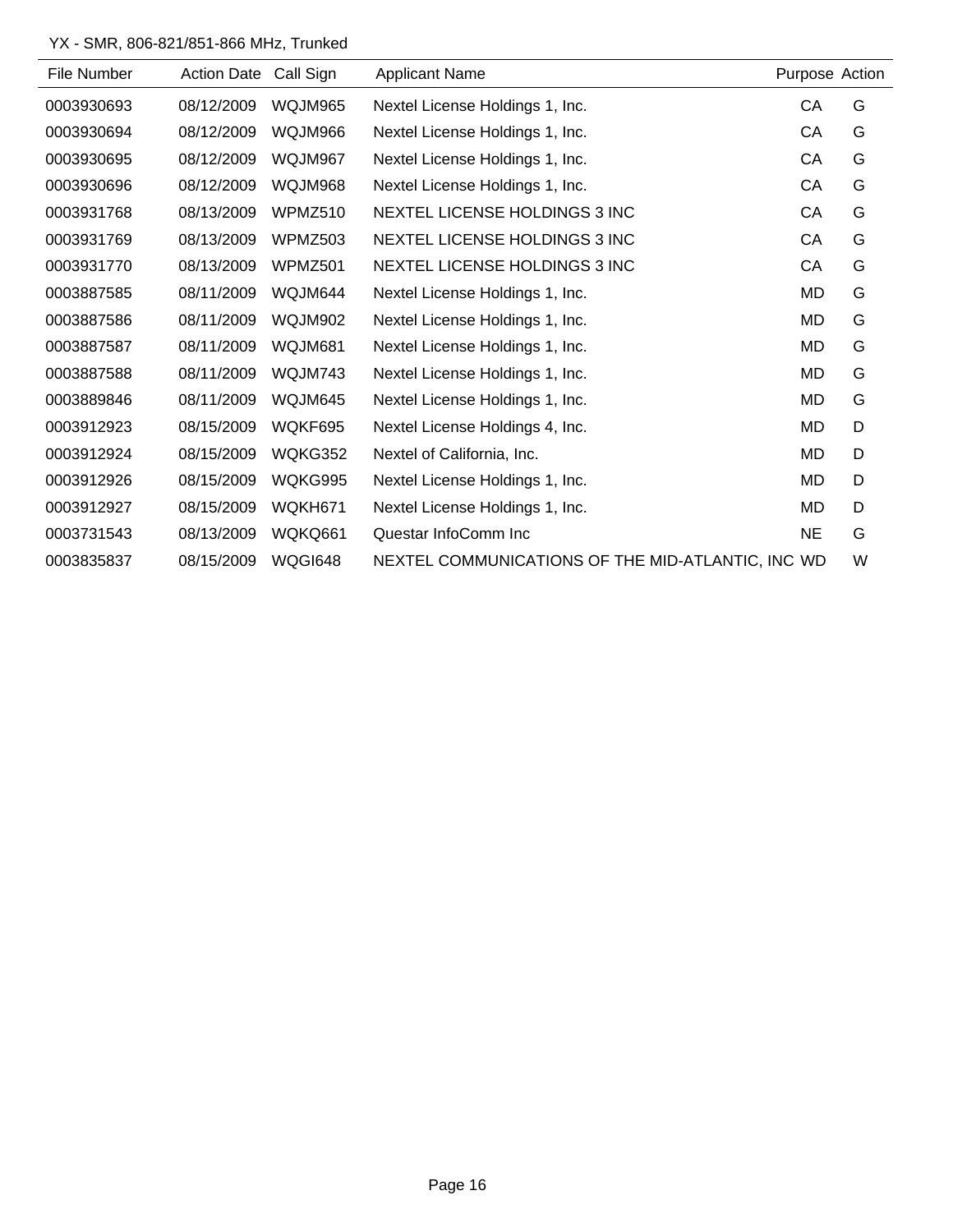YX - SMR, 806-821/851-866 MHz, Trunked

| File Number | Action Date | Call Sign | Applicant Name | Purpose | Action |
|---|---|---|---|---|---|
| 0003930693 | 08/12/2009 | WQJM965 | Nextel License Holdings 1, Inc. | CA | G |
| 0003930694 | 08/12/2009 | WQJM966 | Nextel License Holdings 1, Inc. | CA | G |
| 0003930695 | 08/12/2009 | WQJM967 | Nextel License Holdings 1, Inc. | CA | G |
| 0003930696 | 08/12/2009 | WQJM968 | Nextel License Holdings 1, Inc. | CA | G |
| 0003931768 | 08/13/2009 | WPMZ510 | NEXTEL LICENSE HOLDINGS 3 INC | CA | G |
| 0003931769 | 08/13/2009 | WPMZ503 | NEXTEL LICENSE HOLDINGS 3 INC | CA | G |
| 0003931770 | 08/13/2009 | WPMZ501 | NEXTEL LICENSE HOLDINGS 3 INC | CA | G |
| 0003887585 | 08/11/2009 | WQJM644 | Nextel License Holdings 1, Inc. | MD | G |
| 0003887586 | 08/11/2009 | WQJM902 | Nextel License Holdings 1, Inc. | MD | G |
| 0003887587 | 08/11/2009 | WQJM681 | Nextel License Holdings 1, Inc. | MD | G |
| 0003887588 | 08/11/2009 | WQJM743 | Nextel License Holdings 1, Inc. | MD | G |
| 0003889846 | 08/11/2009 | WQJM645 | Nextel License Holdings 1, Inc. | MD | G |
| 0003912923 | 08/15/2009 | WQKF695 | Nextel License Holdings 4, Inc. | MD | D |
| 0003912924 | 08/15/2009 | WQKG352 | Nextel of California, Inc. | MD | D |
| 0003912926 | 08/15/2009 | WQKG995 | Nextel License Holdings 1, Inc. | MD | D |
| 0003912927 | 08/15/2009 | WQKH671 | Nextel License Holdings 1, Inc. | MD | D |
| 0003731543 | 08/13/2009 | WQKQ661 | Questar InfoComm Inc | NE | G |
| 0003835837 | 08/15/2009 | WQGI648 | NEXTEL COMMUNICATIONS OF THE MID-ATLANTIC, INC | WD | W |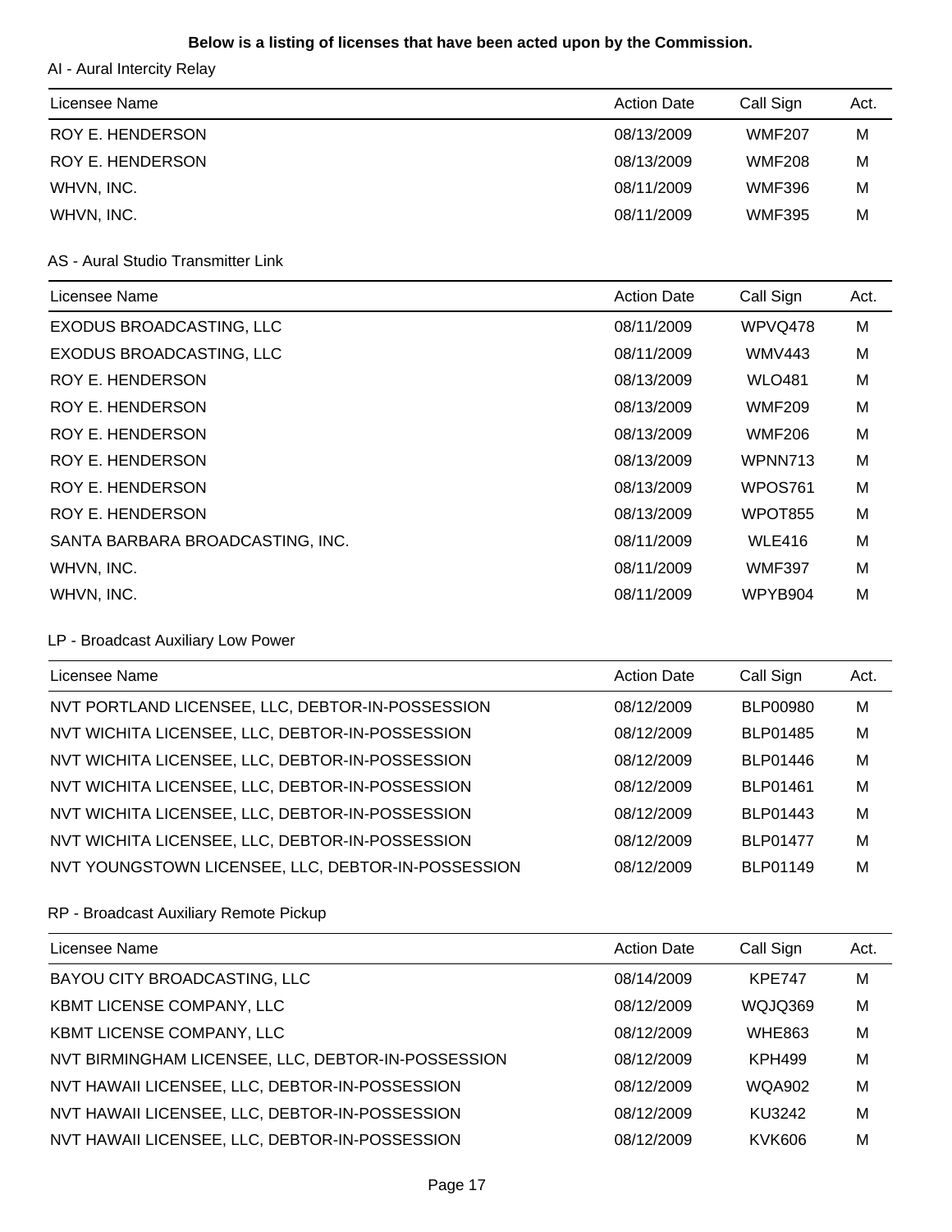**Below is a listing of licenses that have been acted upon by the Commission.**

AI - Aural Intercity Relay

| Licensee Name | Action Date | Call Sign | Act. |
|---|---|---|---|
| ROY E. HENDERSON | 08/13/2009 | WMF207 | M |
| ROY E. HENDERSON | 08/13/2009 | WMF208 | M |
| WHVN, INC. | 08/11/2009 | WMF396 | M |
| WHVN, INC. | 08/11/2009 | WMF395 | M |

AS - Aural Studio Transmitter Link

| Licensee Name | Action Date | Call Sign | Act. |
|---|---|---|---|
| EXODUS BROADCASTING, LLC | 08/11/2009 | WPVQ478 | M |
| EXODUS BROADCASTING, LLC | 08/11/2009 | WMV443 | M |
| ROY E. HENDERSON | 08/13/2009 | WLO481 | M |
| ROY E. HENDERSON | 08/13/2009 | WMF209 | M |
| ROY E. HENDERSON | 08/13/2009 | WMF206 | M |
| ROY E. HENDERSON | 08/13/2009 | WPNN713 | M |
| ROY E. HENDERSON | 08/13/2009 | WPOS761 | M |
| ROY E. HENDERSON | 08/13/2009 | WPOT855 | M |
| SANTA BARBARA BROADCASTING, INC. | 08/11/2009 | WLE416 | M |
| WHVN, INC. | 08/11/2009 | WMF397 | M |
| WHVN, INC. | 08/11/2009 | WPYB904 | M |

LP - Broadcast Auxiliary Low Power

| Licensee Name | Action Date | Call Sign | Act. |
|---|---|---|---|
| NVT PORTLAND LICENSEE, LLC, DEBTOR-IN-POSSESSION | 08/12/2009 | BLP00980 | M |
| NVT WICHITA LICENSEE, LLC, DEBTOR-IN-POSSESSION | 08/12/2009 | BLP01485 | M |
| NVT WICHITA LICENSEE, LLC, DEBTOR-IN-POSSESSION | 08/12/2009 | BLP01446 | M |
| NVT WICHITA LICENSEE, LLC, DEBTOR-IN-POSSESSION | 08/12/2009 | BLP01461 | M |
| NVT WICHITA LICENSEE, LLC, DEBTOR-IN-POSSESSION | 08/12/2009 | BLP01443 | M |
| NVT WICHITA LICENSEE, LLC, DEBTOR-IN-POSSESSION | 08/12/2009 | BLP01477 | M |
| NVT YOUNGSTOWN LICENSEE, LLC, DEBTOR-IN-POSSESSION | 08/12/2009 | BLP01149 | M |

RP - Broadcast Auxiliary Remote Pickup

| Licensee Name | Action Date | Call Sign | Act. |
|---|---|---|---|
| BAYOU CITY BROADCASTING, LLC | 08/14/2009 | KPE747 | M |
| KBMT LICENSE COMPANY, LLC | 08/12/2009 | WQJQ369 | M |
| KBMT LICENSE COMPANY, LLC | 08/12/2009 | WHE863 | M |
| NVT BIRMINGHAM LICENSEE, LLC, DEBTOR-IN-POSSESSION | 08/12/2009 | KPH499 | M |
| NVT HAWAII LICENSEE, LLC, DEBTOR-IN-POSSESSION | 08/12/2009 | WQA902 | M |
| NVT HAWAII LICENSEE, LLC, DEBTOR-IN-POSSESSION | 08/12/2009 | KU3242 | M |
| NVT HAWAII LICENSEE, LLC, DEBTOR-IN-POSSESSION | 08/12/2009 | KVK606 | M |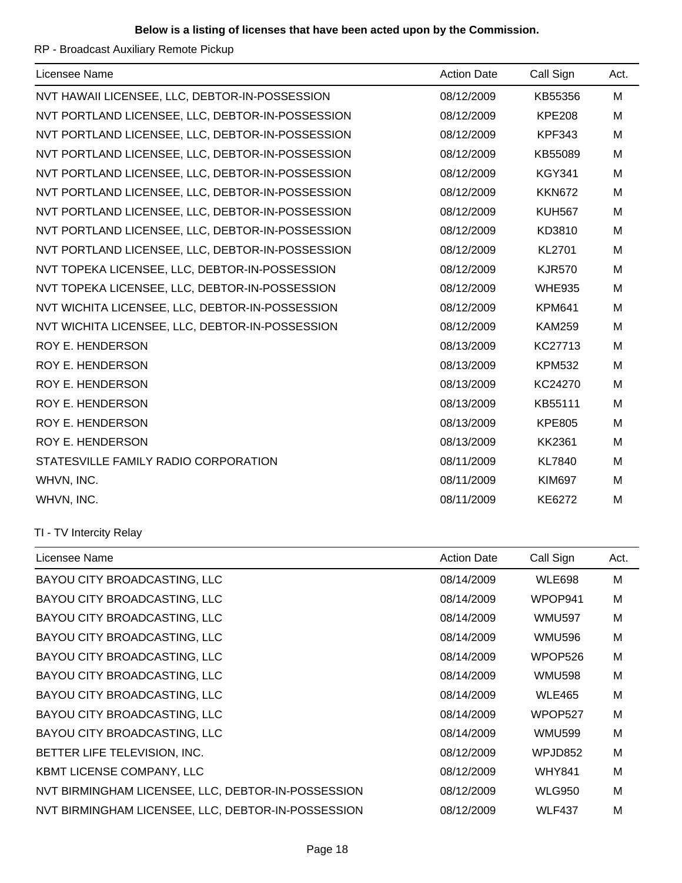**Below is a listing of licenses that have been acted upon by the Commission.**

RP - Broadcast Auxiliary Remote Pickup

| Licensee Name | Action Date | Call Sign | Act. |
|---|---|---|---|
| NVT HAWAII LICENSEE, LLC, DEBTOR-IN-POSSESSION | 08/12/2009 | KB55356 | M |
| NVT PORTLAND LICENSEE, LLC, DEBTOR-IN-POSSESSION | 08/12/2009 | KPE208 | M |
| NVT PORTLAND LICENSEE, LLC, DEBTOR-IN-POSSESSION | 08/12/2009 | KPF343 | M |
| NVT PORTLAND LICENSEE, LLC, DEBTOR-IN-POSSESSION | 08/12/2009 | KB55089 | M |
| NVT PORTLAND LICENSEE, LLC, DEBTOR-IN-POSSESSION | 08/12/2009 | KGY341 | M |
| NVT PORTLAND LICENSEE, LLC, DEBTOR-IN-POSSESSION | 08/12/2009 | KKN672 | M |
| NVT PORTLAND LICENSEE, LLC, DEBTOR-IN-POSSESSION | 08/12/2009 | KUH567 | M |
| NVT PORTLAND LICENSEE, LLC, DEBTOR-IN-POSSESSION | 08/12/2009 | KD3810 | M |
| NVT PORTLAND LICENSEE, LLC, DEBTOR-IN-POSSESSION | 08/12/2009 | KL2701 | M |
| NVT TOPEKA LICENSEE, LLC, DEBTOR-IN-POSSESSION | 08/12/2009 | KJR570 | M |
| NVT TOPEKA LICENSEE, LLC, DEBTOR-IN-POSSESSION | 08/12/2009 | WHE935 | M |
| NVT WICHITA LICENSEE, LLC, DEBTOR-IN-POSSESSION | 08/12/2009 | KPM641 | M |
| NVT WICHITA LICENSEE, LLC, DEBTOR-IN-POSSESSION | 08/12/2009 | KAM259 | M |
| ROY E. HENDERSON | 08/13/2009 | KC27713 | M |
| ROY E. HENDERSON | 08/13/2009 | KPM532 | M |
| ROY E. HENDERSON | 08/13/2009 | KC24270 | M |
| ROY E. HENDERSON | 08/13/2009 | KB55111 | M |
| ROY E. HENDERSON | 08/13/2009 | KPE805 | M |
| ROY E. HENDERSON | 08/13/2009 | KK2361 | M |
| STATESVILLE FAMILY RADIO CORPORATION | 08/11/2009 | KL7840 | M |
| WHVN, INC. | 08/11/2009 | KIM697 | M |
| WHVN, INC. | 08/11/2009 | KE6272 | M |

TI - TV Intercity Relay

| Licensee Name | Action Date | Call Sign | Act. |
|---|---|---|---|
| BAYOU CITY BROADCASTING, LLC | 08/14/2009 | WLE698 | M |
| BAYOU CITY BROADCASTING, LLC | 08/14/2009 | WPOP941 | M |
| BAYOU CITY BROADCASTING, LLC | 08/14/2009 | WMU597 | M |
| BAYOU CITY BROADCASTING, LLC | 08/14/2009 | WMU596 | M |
| BAYOU CITY BROADCASTING, LLC | 08/14/2009 | WPOP526 | M |
| BAYOU CITY BROADCASTING, LLC | 08/14/2009 | WMU598 | M |
| BAYOU CITY BROADCASTING, LLC | 08/14/2009 | WLE465 | M |
| BAYOU CITY BROADCASTING, LLC | 08/14/2009 | WPOP527 | M |
| BAYOU CITY BROADCASTING, LLC | 08/14/2009 | WMU599 | M |
| BETTER LIFE TELEVISION, INC. | 08/12/2009 | WPJD852 | M |
| KBMT LICENSE COMPANY, LLC | 08/12/2009 | WHY841 | M |
| NVT BIRMINGHAM LICENSEE, LLC, DEBTOR-IN-POSSESSION | 08/12/2009 | WLG950 | M |
| NVT BIRMINGHAM LICENSEE, LLC, DEBTOR-IN-POSSESSION | 08/12/2009 | WLF437 | M |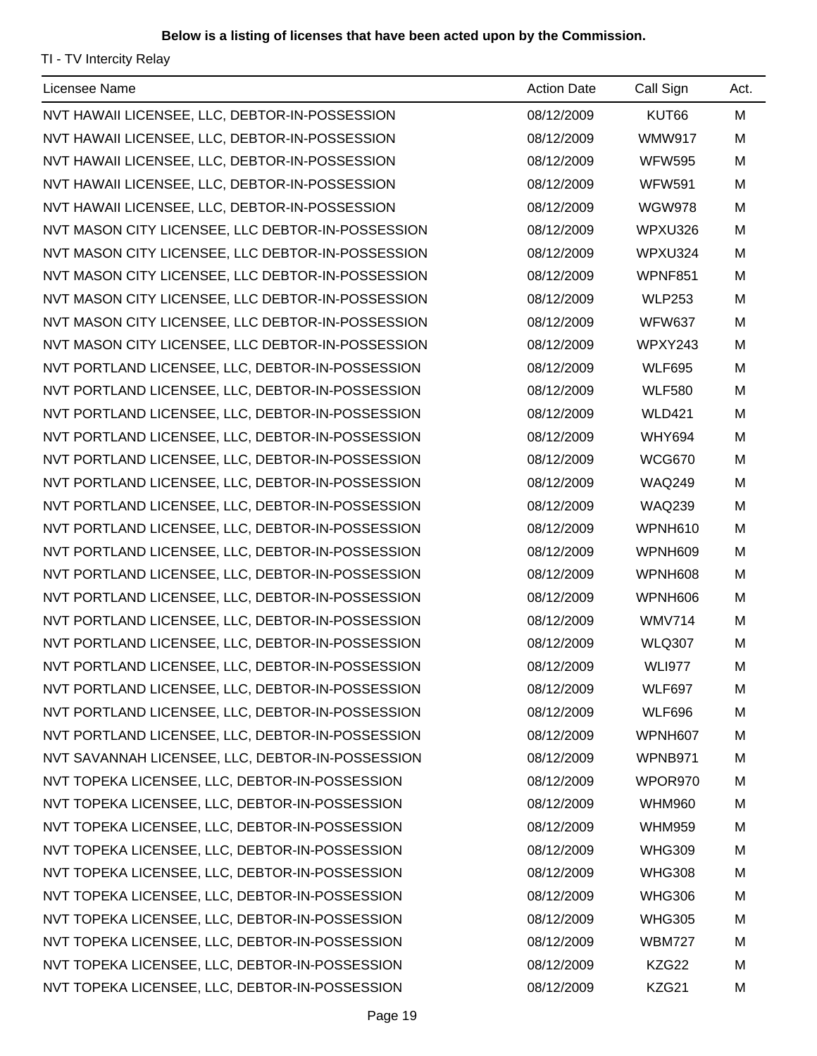**Below is a listing of licenses that have been acted upon by the Commission.**

TI - TV Intercity Relay

| Licensee Name | Action Date | Call Sign | Act. |
|---|---|---|---|
| NVT HAWAII LICENSEE, LLC, DEBTOR-IN-POSSESSION | 08/12/2009 | KUT66 | M |
| NVT HAWAII LICENSEE, LLC, DEBTOR-IN-POSSESSION | 08/12/2009 | WMW917 | M |
| NVT HAWAII LICENSEE, LLC, DEBTOR-IN-POSSESSION | 08/12/2009 | WFW595 | M |
| NVT HAWAII LICENSEE, LLC, DEBTOR-IN-POSSESSION | 08/12/2009 | WFW591 | M |
| NVT HAWAII LICENSEE, LLC, DEBTOR-IN-POSSESSION | 08/12/2009 | WGW978 | M |
| NVT MASON CITY LICENSEE, LLC DEBTOR-IN-POSSESSION | 08/12/2009 | WPXU326 | M |
| NVT MASON CITY LICENSEE, LLC DEBTOR-IN-POSSESSION | 08/12/2009 | WPXU324 | M |
| NVT MASON CITY LICENSEE, LLC DEBTOR-IN-POSSESSION | 08/12/2009 | WPNF851 | M |
| NVT MASON CITY LICENSEE, LLC DEBTOR-IN-POSSESSION | 08/12/2009 | WLP253 | M |
| NVT MASON CITY LICENSEE, LLC DEBTOR-IN-POSSESSION | 08/12/2009 | WFW637 | M |
| NVT MASON CITY LICENSEE, LLC DEBTOR-IN-POSSESSION | 08/12/2009 | WPXY243 | M |
| NVT PORTLAND LICENSEE, LLC, DEBTOR-IN-POSSESSION | 08/12/2009 | WLF695 | M |
| NVT PORTLAND LICENSEE, LLC, DEBTOR-IN-POSSESSION | 08/12/2009 | WLF580 | M |
| NVT PORTLAND LICENSEE, LLC, DEBTOR-IN-POSSESSION | 08/12/2009 | WLD421 | M |
| NVT PORTLAND LICENSEE, LLC, DEBTOR-IN-POSSESSION | 08/12/2009 | WHY694 | M |
| NVT PORTLAND LICENSEE, LLC, DEBTOR-IN-POSSESSION | 08/12/2009 | WCG670 | M |
| NVT PORTLAND LICENSEE, LLC, DEBTOR-IN-POSSESSION | 08/12/2009 | WAQ249 | M |
| NVT PORTLAND LICENSEE, LLC, DEBTOR-IN-POSSESSION | 08/12/2009 | WAQ239 | M |
| NVT PORTLAND LICENSEE, LLC, DEBTOR-IN-POSSESSION | 08/12/2009 | WPNH610 | M |
| NVT PORTLAND LICENSEE, LLC, DEBTOR-IN-POSSESSION | 08/12/2009 | WPNH609 | M |
| NVT PORTLAND LICENSEE, LLC, DEBTOR-IN-POSSESSION | 08/12/2009 | WPNH608 | M |
| NVT PORTLAND LICENSEE, LLC, DEBTOR-IN-POSSESSION | 08/12/2009 | WPNH606 | M |
| NVT PORTLAND LICENSEE, LLC, DEBTOR-IN-POSSESSION | 08/12/2009 | WMV714 | M |
| NVT PORTLAND LICENSEE, LLC, DEBTOR-IN-POSSESSION | 08/12/2009 | WLQ307 | M |
| NVT PORTLAND LICENSEE, LLC, DEBTOR-IN-POSSESSION | 08/12/2009 | WLI977 | M |
| NVT PORTLAND LICENSEE, LLC, DEBTOR-IN-POSSESSION | 08/12/2009 | WLF697 | M |
| NVT PORTLAND LICENSEE, LLC, DEBTOR-IN-POSSESSION | 08/12/2009 | WLF696 | M |
| NVT PORTLAND LICENSEE, LLC, DEBTOR-IN-POSSESSION | 08/12/2009 | WPNH607 | M |
| NVT SAVANNAH LICENSEE, LLC, DEBTOR-IN-POSSESSION | 08/12/2009 | WPNB971 | M |
| NVT TOPEKA LICENSEE, LLC, DEBTOR-IN-POSSESSION | 08/12/2009 | WPOR970 | M |
| NVT TOPEKA LICENSEE, LLC, DEBTOR-IN-POSSESSION | 08/12/2009 | WHM960 | M |
| NVT TOPEKA LICENSEE, LLC, DEBTOR-IN-POSSESSION | 08/12/2009 | WHM959 | M |
| NVT TOPEKA LICENSEE, LLC, DEBTOR-IN-POSSESSION | 08/12/2009 | WHG309 | M |
| NVT TOPEKA LICENSEE, LLC, DEBTOR-IN-POSSESSION | 08/12/2009 | WHG308 | M |
| NVT TOPEKA LICENSEE, LLC, DEBTOR-IN-POSSESSION | 08/12/2009 | WHG306 | M |
| NVT TOPEKA LICENSEE, LLC, DEBTOR-IN-POSSESSION | 08/12/2009 | WHG305 | M |
| NVT TOPEKA LICENSEE, LLC, DEBTOR-IN-POSSESSION | 08/12/2009 | WBM727 | M |
| NVT TOPEKA LICENSEE, LLC, DEBTOR-IN-POSSESSION | 08/12/2009 | KZG22 | M |
| NVT TOPEKA LICENSEE, LLC, DEBTOR-IN-POSSESSION | 08/12/2009 | KZG21 | M |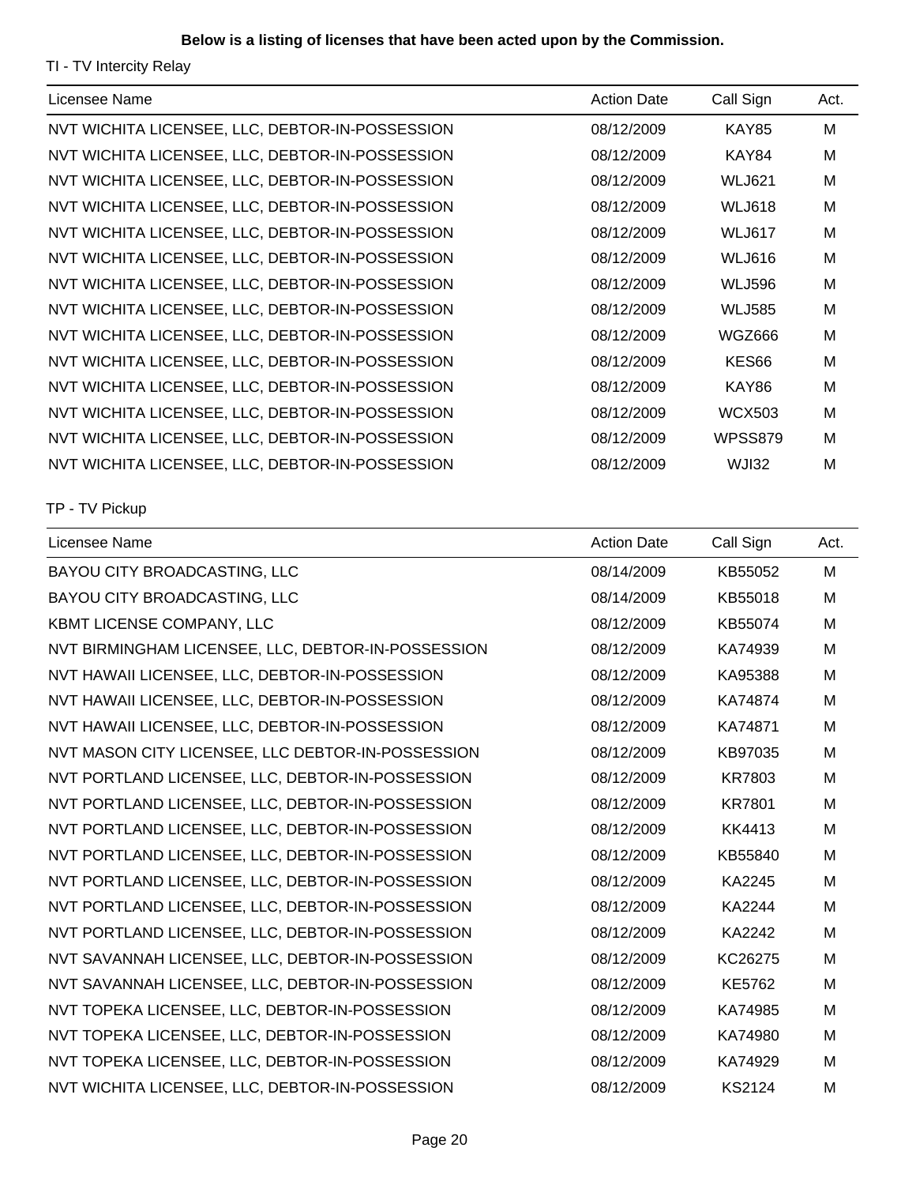**Below is a listing of licenses that have been acted upon by the Commission.**

TI - TV Intercity Relay

| Licensee Name | Action Date | Call Sign | Act. |
|---|---|---|---|
| NVT WICHITA LICENSEE, LLC, DEBTOR-IN-POSSESSION | 08/12/2009 | KAY85 | M |
| NVT WICHITA LICENSEE, LLC, DEBTOR-IN-POSSESSION | 08/12/2009 | KAY84 | M |
| NVT WICHITA LICENSEE, LLC, DEBTOR-IN-POSSESSION | 08/12/2009 | WLJ621 | M |
| NVT WICHITA LICENSEE, LLC, DEBTOR-IN-POSSESSION | 08/12/2009 | WLJ618 | M |
| NVT WICHITA LICENSEE, LLC, DEBTOR-IN-POSSESSION | 08/12/2009 | WLJ617 | M |
| NVT WICHITA LICENSEE, LLC, DEBTOR-IN-POSSESSION | 08/12/2009 | WLJ616 | M |
| NVT WICHITA LICENSEE, LLC, DEBTOR-IN-POSSESSION | 08/12/2009 | WLJ596 | M |
| NVT WICHITA LICENSEE, LLC, DEBTOR-IN-POSSESSION | 08/12/2009 | WLJ585 | M |
| NVT WICHITA LICENSEE, LLC, DEBTOR-IN-POSSESSION | 08/12/2009 | WGZ666 | M |
| NVT WICHITA LICENSEE, LLC, DEBTOR-IN-POSSESSION | 08/12/2009 | KES66 | M |
| NVT WICHITA LICENSEE, LLC, DEBTOR-IN-POSSESSION | 08/12/2009 | KAY86 | M |
| NVT WICHITA LICENSEE, LLC, DEBTOR-IN-POSSESSION | 08/12/2009 | WCX503 | M |
| NVT WICHITA LICENSEE, LLC, DEBTOR-IN-POSSESSION | 08/12/2009 | WPSS879 | M |
| NVT WICHITA LICENSEE, LLC, DEBTOR-IN-POSSESSION | 08/12/2009 | WJI32 | M |

TP - TV Pickup

| Licensee Name | Action Date | Call Sign | Act. |
|---|---|---|---|
| BAYOU CITY BROADCASTING, LLC | 08/14/2009 | KB55052 | M |
| BAYOU CITY BROADCASTING, LLC | 08/14/2009 | KB55018 | M |
| KBMT LICENSE COMPANY, LLC | 08/12/2009 | KB55074 | M |
| NVT BIRMINGHAM LICENSEE, LLC, DEBTOR-IN-POSSESSION | 08/12/2009 | KA74939 | M |
| NVT HAWAII LICENSEE, LLC, DEBTOR-IN-POSSESSION | 08/12/2009 | KA95388 | M |
| NVT HAWAII LICENSEE, LLC, DEBTOR-IN-POSSESSION | 08/12/2009 | KA74874 | M |
| NVT HAWAII LICENSEE, LLC, DEBTOR-IN-POSSESSION | 08/12/2009 | KA74871 | M |
| NVT MASON CITY LICENSEE, LLC DEBTOR-IN-POSSESSION | 08/12/2009 | KB97035 | M |
| NVT PORTLAND LICENSEE, LLC, DEBTOR-IN-POSSESSION | 08/12/2009 | KR7803 | M |
| NVT PORTLAND LICENSEE, LLC, DEBTOR-IN-POSSESSION | 08/12/2009 | KR7801 | M |
| NVT PORTLAND LICENSEE, LLC, DEBTOR-IN-POSSESSION | 08/12/2009 | KK4413 | M |
| NVT PORTLAND LICENSEE, LLC, DEBTOR-IN-POSSESSION | 08/12/2009 | KB55840 | M |
| NVT PORTLAND LICENSEE, LLC, DEBTOR-IN-POSSESSION | 08/12/2009 | KA2245 | M |
| NVT PORTLAND LICENSEE, LLC, DEBTOR-IN-POSSESSION | 08/12/2009 | KA2244 | M |
| NVT PORTLAND LICENSEE, LLC, DEBTOR-IN-POSSESSION | 08/12/2009 | KA2242 | M |
| NVT SAVANNAH LICENSEE, LLC, DEBTOR-IN-POSSESSION | 08/12/2009 | KC26275 | M |
| NVT SAVANNAH LICENSEE, LLC, DEBTOR-IN-POSSESSION | 08/12/2009 | KE5762 | M |
| NVT TOPEKA LICENSEE, LLC, DEBTOR-IN-POSSESSION | 08/12/2009 | KA74985 | M |
| NVT TOPEKA LICENSEE, LLC, DEBTOR-IN-POSSESSION | 08/12/2009 | KA74980 | M |
| NVT TOPEKA LICENSEE, LLC, DEBTOR-IN-POSSESSION | 08/12/2009 | KA74929 | M |
| NVT WICHITA LICENSEE, LLC, DEBTOR-IN-POSSESSION | 08/12/2009 | KS2124 | M |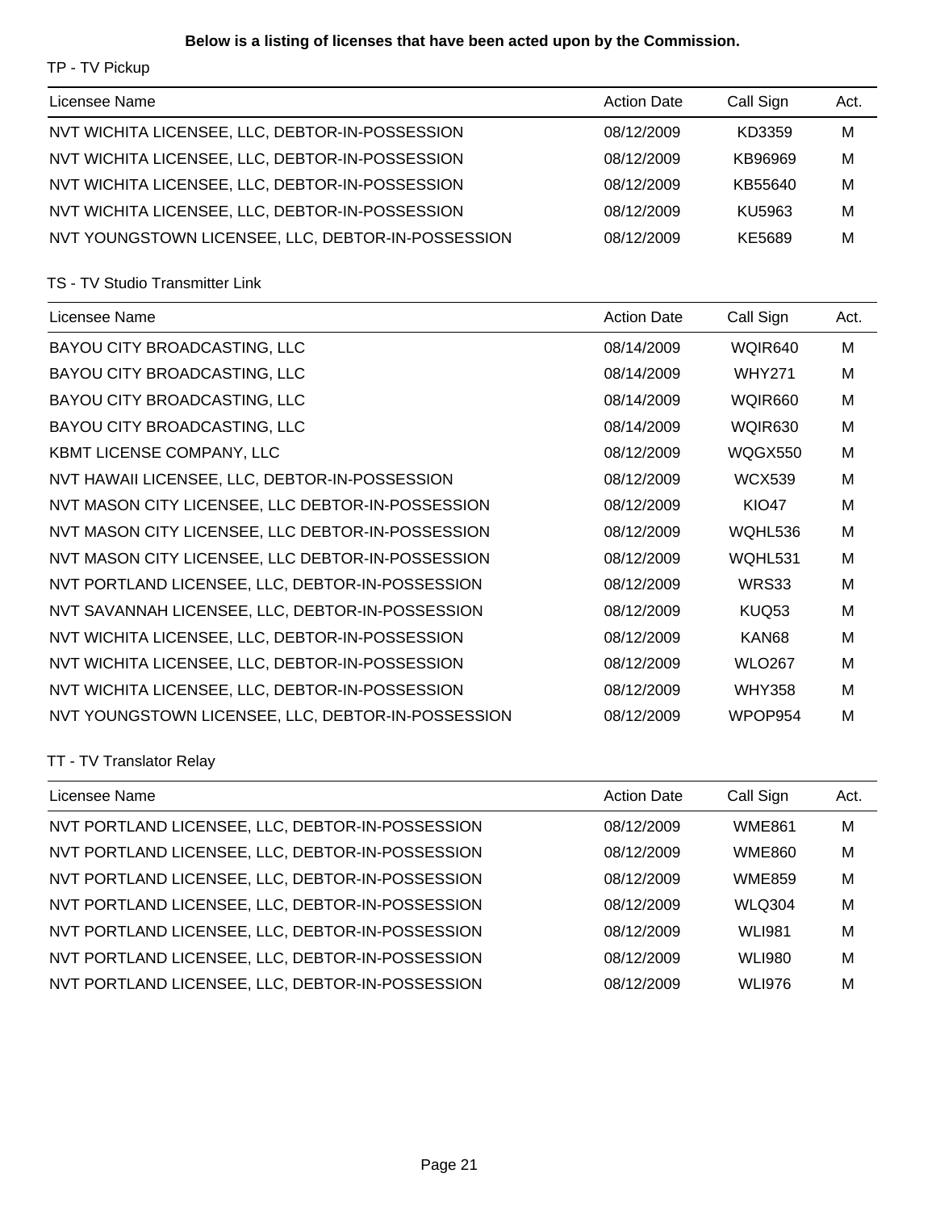**Below is a listing of licenses that have been acted upon by the Commission.**

TP - TV Pickup

| Licensee Name | Action Date | Call Sign | Act. |
|---|---|---|---|
| NVT WICHITA LICENSEE, LLC, DEBTOR-IN-POSSESSION | 08/12/2009 | KD3359 | M |
| NVT WICHITA LICENSEE, LLC, DEBTOR-IN-POSSESSION | 08/12/2009 | KB96969 | M |
| NVT WICHITA LICENSEE, LLC, DEBTOR-IN-POSSESSION | 08/12/2009 | KB55640 | M |
| NVT WICHITA LICENSEE, LLC, DEBTOR-IN-POSSESSION | 08/12/2009 | KU5963 | M |
| NVT YOUNGSTOWN LICENSEE, LLC, DEBTOR-IN-POSSESSION | 08/12/2009 | KE5689 | M |

TS - TV Studio Transmitter Link

| Licensee Name | Action Date | Call Sign | Act. |
|---|---|---|---|
| BAYOU CITY BROADCASTING, LLC | 08/14/2009 | WQIR640 | M |
| BAYOU CITY BROADCASTING, LLC | 08/14/2009 | WHY271 | M |
| BAYOU CITY BROADCASTING, LLC | 08/14/2009 | WQIR660 | M |
| BAYOU CITY BROADCASTING, LLC | 08/14/2009 | WQIR630 | M |
| KBMT LICENSE COMPANY, LLC | 08/12/2009 | WQGX550 | M |
| NVT HAWAII LICENSEE, LLC, DEBTOR-IN-POSSESSION | 08/12/2009 | WCX539 | M |
| NVT MASON CITY LICENSEE, LLC DEBTOR-IN-POSSESSION | 08/12/2009 | KIO47 | M |
| NVT MASON CITY LICENSEE, LLC DEBTOR-IN-POSSESSION | 08/12/2009 | WQHL536 | M |
| NVT MASON CITY LICENSEE, LLC DEBTOR-IN-POSSESSION | 08/12/2009 | WQHL531 | M |
| NVT PORTLAND LICENSEE, LLC, DEBTOR-IN-POSSESSION | 08/12/2009 | WRS33 | M |
| NVT SAVANNAH LICENSEE, LLC, DEBTOR-IN-POSSESSION | 08/12/2009 | KUQ53 | M |
| NVT WICHITA LICENSEE, LLC, DEBTOR-IN-POSSESSION | 08/12/2009 | KAN68 | M |
| NVT WICHITA LICENSEE, LLC, DEBTOR-IN-POSSESSION | 08/12/2009 | WLO267 | M |
| NVT WICHITA LICENSEE, LLC, DEBTOR-IN-POSSESSION | 08/12/2009 | WHY358 | M |
| NVT YOUNGSTOWN LICENSEE, LLC, DEBTOR-IN-POSSESSION | 08/12/2009 | WPOP954 | M |

TT - TV Translator Relay

| Licensee Name | Action Date | Call Sign | Act. |
|---|---|---|---|
| NVT PORTLAND LICENSEE, LLC, DEBTOR-IN-POSSESSION | 08/12/2009 | WME861 | M |
| NVT PORTLAND LICENSEE, LLC, DEBTOR-IN-POSSESSION | 08/12/2009 | WME860 | M |
| NVT PORTLAND LICENSEE, LLC, DEBTOR-IN-POSSESSION | 08/12/2009 | WME859 | M |
| NVT PORTLAND LICENSEE, LLC, DEBTOR-IN-POSSESSION | 08/12/2009 | WLQ304 | M |
| NVT PORTLAND LICENSEE, LLC, DEBTOR-IN-POSSESSION | 08/12/2009 | WLI981 | M |
| NVT PORTLAND LICENSEE, LLC, DEBTOR-IN-POSSESSION | 08/12/2009 | WLI980 | M |
| NVT PORTLAND LICENSEE, LLC, DEBTOR-IN-POSSESSION | 08/12/2009 | WLI976 | M |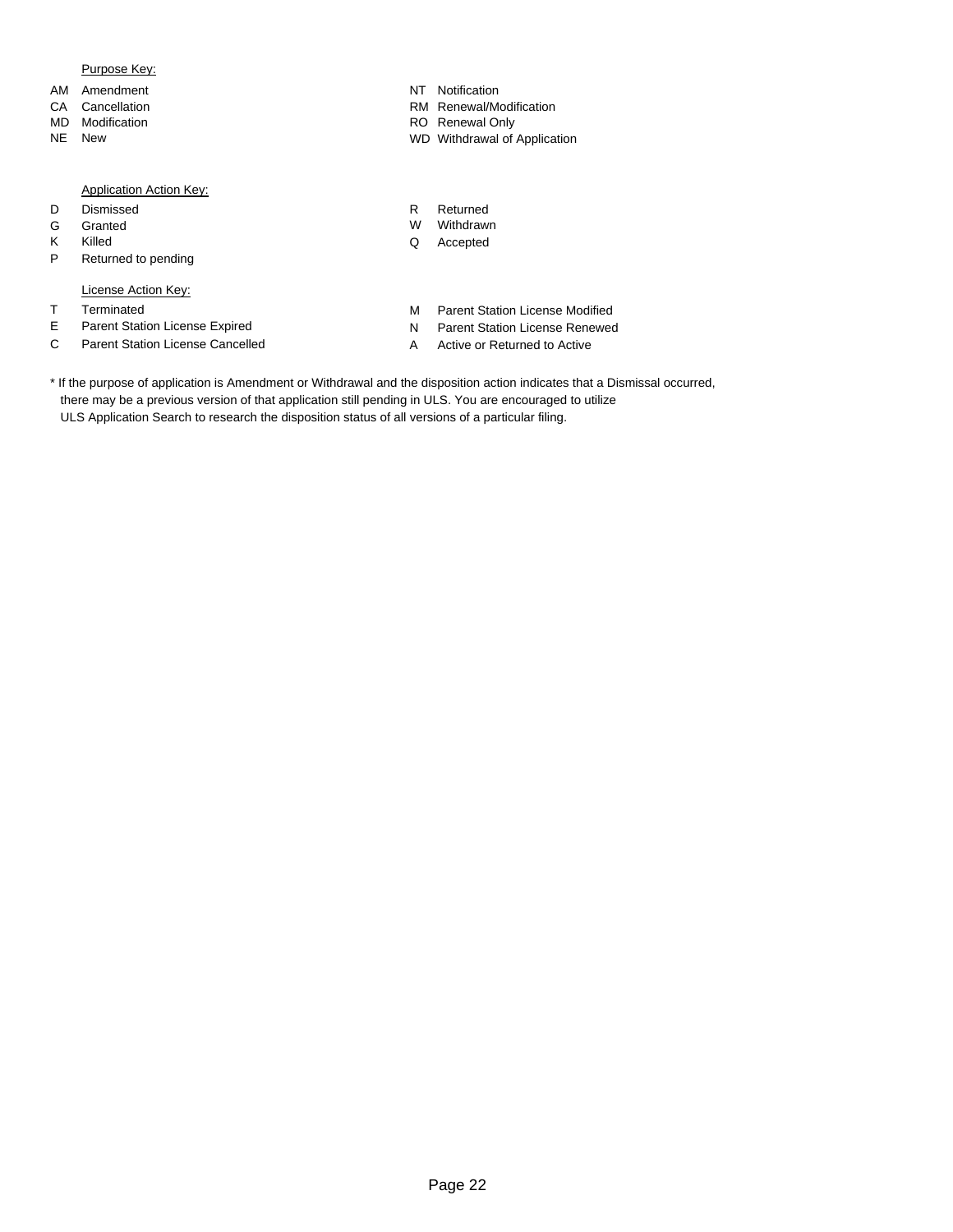Purpose Key:

| | | | |
|---|---|---|---|
| AM | Amendment | NT | Notification |
| CA | Cancellation | RM | Renewal/Modification |
| MD | Modification | RO | Renewal Only |
| NE | New | WD | Withdrawal of Application |

Application Action Key:

| | | | |
|---|---|---|---|
| D | Dismissed | R | Returned |
| G | Granted | W | Withdrawn |
| K | Killed | Q | Accepted |
| P | Returned to pending | | |

License Action Key:

| | | | |
|---|---|---|---|
| T | Terminated | M | Parent Station License Modified |
| E | Parent Station License Expired | N | Parent Station License Renewed |
| C | Parent Station License Cancelled | A | Active or Returned to Active |

* If the purpose of application is Amendment or Withdrawal and the disposition action indicates that a Dismissal occurred, there may be a previous version of that application still pending in ULS. You are encouraged to utilize ULS Application Search to research the disposition status of all versions of a particular filing.